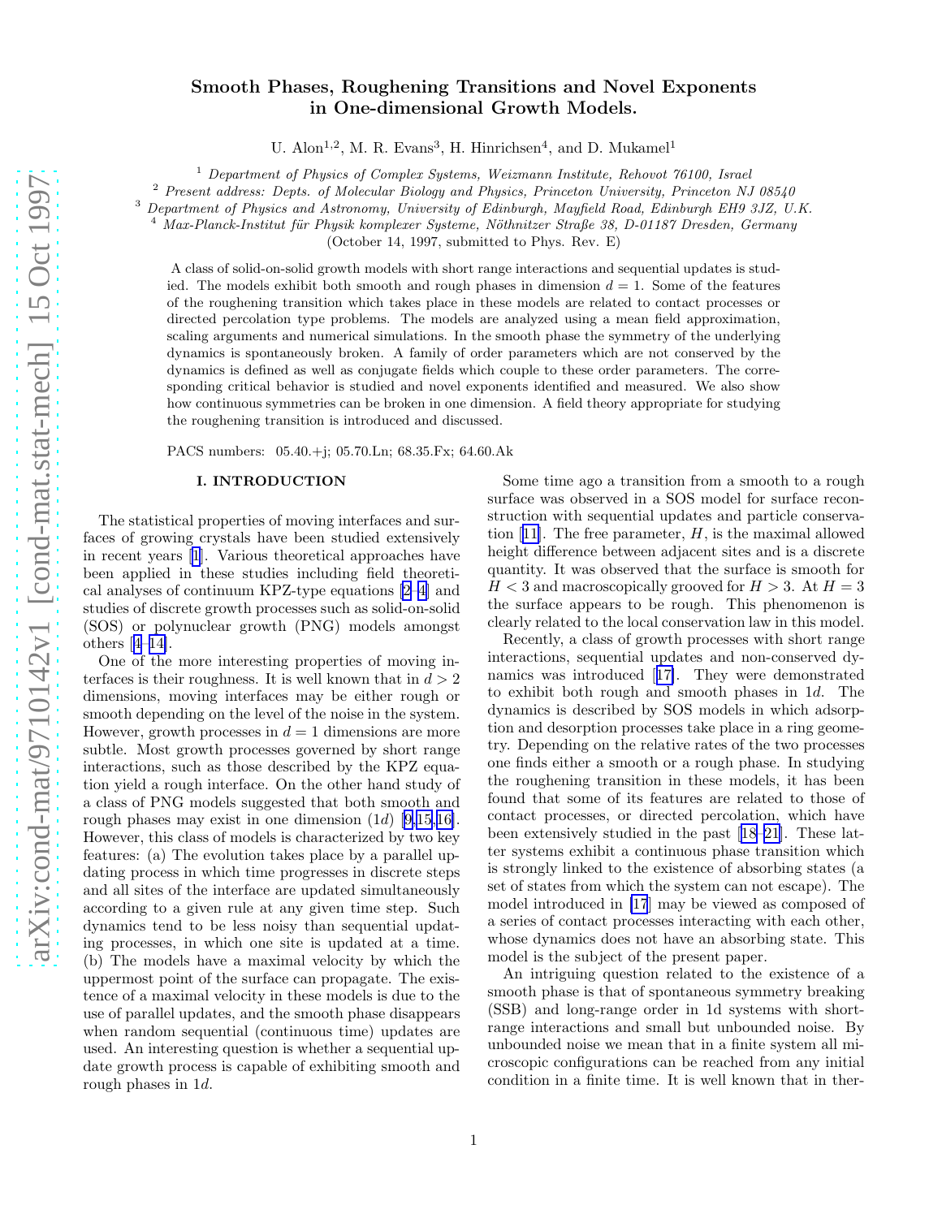# Smooth Phases, Roughening Transitions and Novel Exponents in One-dimensional Growth Models.

U. Alon[1,2], M. R. Evans[3], H. Hinrichsen[4], and D. Mukamel[1]

[1] *Department of Physics of Complex Systems, Weizmann Institute, Rehovot 76100, Israel*
[2] *Present address: Depts. of Molecular Biology and Physics, Princeton University, Princeton NJ 08540*
[3] *Department of Physics and Astronomy, University of Edinburgh, Mayfield Road, Edinburgh EH9 3JZ, U.K.*
[4] *Max-Planck-Institut für Physik komplexer Systeme, Nöthnitzer Straße 38, D-01187 Dresden, Germany*

(October 14, 1997, submitted to Phys. Rev. E)

A class of solid-on-solid growth models with short range interactions and sequential updates is studied. The models exhibit both smooth and rough phases in dimension $d = 1$. Some of the features of the roughening transition which takes place in these models are related to contact processes or directed percolation type problems. The models are analyzed using a mean field approximation, scaling arguments and numerical simulations. In the smooth phase the symmetry of the underlying dynamics is spontaneously broken. A family of order parameters which are not conserved by the dynamics is defined as well as conjugate fields which couple to these order parameters. The corresponding critical behavior is studied and novel exponents identified and measured. We also show how continuous symmetries can be broken in one dimension. A field theory appropriate for studying the roughening transition is introduced and discussed.

PACS numbers: 05.40.+j; 05.70.Ln; 68.35.Fx; 64.60.Ak

## I. INTRODUCTION

The statistical properties of moving interfaces and surfaces of growing crystals have been studied extensively in recent years [1]. Various theoretical approaches have been applied in these studies including field theoretical analyses of continuum KPZ-type equations [2–4] and studies of discrete growth processes such as solid-on-solid (SOS) or polynuclear growth (PNG) models amongst others [4–14].

One of the more interesting properties of moving interfaces is their roughness. It is well known that in $d > 2$ dimensions, moving interfaces may be either rough or smooth depending on the level of the noise in the system. However, growth processes in $d = 1$ dimensions are more subtle. Most growth processes governed by short range interactions, such as those described by the KPZ equation yield a rough interface. On the other hand study of a class of PNG models suggested that both smooth and rough phases may exist in one dimension ($1d$) [9,15,16]. However, this class of models is characterized by two key features: (a) The evolution takes place by a parallel updating process in which time progresses in discrete steps and all sites of the interface are updated simultaneously according to a given rule at any given time step. Such dynamics tend to be less noisy than sequential updating processes, in which one site is updated at a time. (b) The models have a maximal velocity by which the uppermost point of the surface can propagate. The existence of a maximal velocity in these models is due to the use of parallel updates, and the smooth phase disappears when random sequential (continuous time) updates are used. An interesting question is whether a sequential update growth process is capable of exhibiting smooth and rough phases in $1d$.

Some time ago a transition from a smooth to a rough surface was observed in a SOS model for surface reconstruction with sequential updates and particle conservation [11]. The free parameter, $H$, is the maximal allowed height difference between adjacent sites and is a discrete quantity. It was observed that the surface is smooth for $H < 3$ and macroscopically grooved for $H > 3$. At $H = 3$ the surface appears to be rough. This phenomenon is clearly related to the local conservation law in this model.

Recently, a class of growth processes with short range interactions, sequential updates and non-conserved dynamics was introduced [17]. They were demonstrated to exhibit both rough and smooth phases in $1d$. The dynamics is described by SOS models in which adsorption and desorption processes take place in a ring geometry. Depending on the relative rates of the two processes one finds either a smooth or a rough phase. In studying the roughening transition in these models, it has been found that some of its features are related to those of contact processes, or directed percolation, which have been extensively studied in the past [18–21]. These latter systems exhibit a continuous phase transition which is strongly linked to the existence of absorbing states (a set of states from which the system can not escape). The model introduced in [17] may be viewed as composed of a series of contact processes interacting with each other, whose dynamics does not have an absorbing state. This model is the subject of the present paper.

An intriguing question related to the existence of a smooth phase is that of spontaneous symmetry breaking (SSB) and long-range order in 1d systems with short-range interactions and small but unbounded noise. By unbounded noise we mean that in a finite system all microscopic configurations can be reached from any initial condition in a finite time. It is well known that in ther-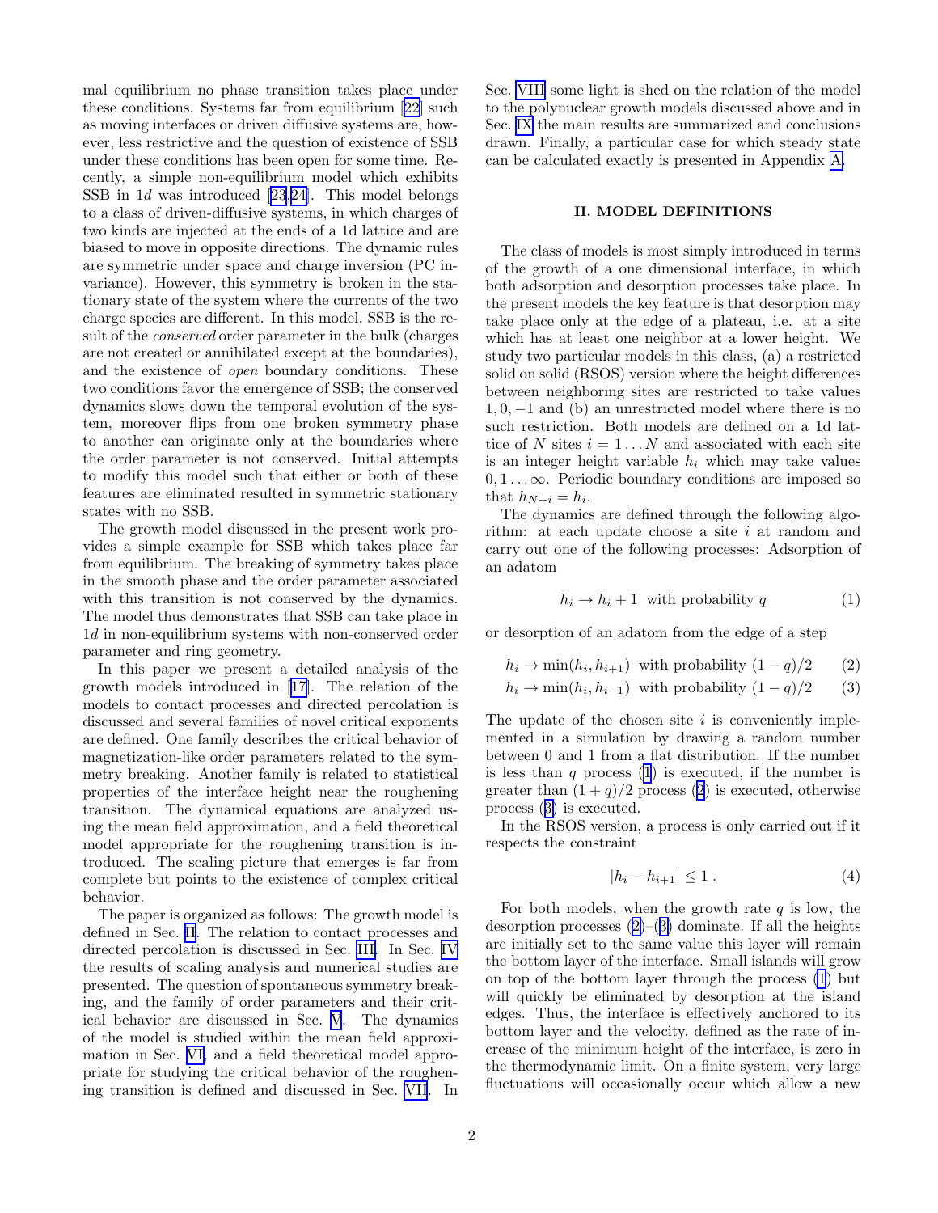mal equilibrium no phase transition takes place under these conditions. Systems far from equilibrium [22] such as moving interfaces or driven diffusive systems are, however, less restrictive and the question of existence of SSB under these conditions has been open for some time. Recently, a simple non-equilibrium model which exhibits SSB in $1d$ was introduced [23,24]. This model belongs to a class of driven-diffusive systems, in which charges of two kinds are injected at the ends of a 1d lattice and are biased to move in opposite directions. The dynamic rules are symmetric under space and charge inversion (PC invariance). However, this symmetry is broken in the stationary state of the system where the currents of the two charge species are different. In this model, SSB is the result of the *conserved* order parameter in the bulk (charges are not created or annihilated except at the boundaries), and the existence of *open* boundary conditions. These two conditions favor the emergence of SSB; the conserved dynamics slows down the temporal evolution of the system, moreover flips from one broken symmetry phase to another can originate only at the boundaries where the order parameter is not conserved. Initial attempts to modify this model such that either or both of these features are eliminated resulted in symmetric stationary states with no SSB.

The growth model discussed in the present work provides a simple example for SSB which takes place far from equilibrium. The breaking of symmetry takes place in the smooth phase and the order parameter associated with this transition is not conserved by the dynamics. The model thus demonstrates that SSB can take place in $1d$ in non-equilibrium systems with non-conserved order parameter and ring geometry.

In this paper we present a detailed analysis of the growth models introduced in [17]. The relation of the models to contact processes and directed percolation is discussed and several families of novel critical exponents are defined. One family describes the critical behavior of magnetization-like order parameters related to the symmetry breaking. Another family is related to statistical properties of the interface height near the roughening transition. The dynamical equations are analyzed using the mean field approximation, and a field theoretical model appropriate for the roughening transition is introduced. The scaling picture that emerges is far from complete but points to the existence of complex critical behavior.

The paper is organized as follows: The growth model is defined in Sec. II. The relation to contact processes and directed percolation is discussed in Sec. III. In Sec. IV the results of scaling analysis and numerical studies are presented. The question of spontaneous symmetry breaking, and the family of order parameters and their critical behavior are discussed in Sec. V. The dynamics of the model is studied within the mean field approximation in Sec. VI, and a field theoretical model appropriate for studying the critical behavior of the roughening transition is defined and discussed in Sec. VII. In Sec. VIII some light is shed on the relation of the model to the polynuclear growth models discussed above and in Sec. IX the main results are summarized and conclusions drawn. Finally, a particular case for which steady state can be calculated exactly is presented in Appendix A.

## II. MODEL DEFINITIONS

The class of models is most simply introduced in terms of the growth of a one dimensional interface, in which both adsorption and desorption processes take place. In the present models the key feature is that desorption may take place only at the edge of a plateau, i.e. at a site which has at least one neighbor at a lower height. We study two particular models in this class, (a) a restricted solid on solid (RSOS) version where the height differences between neighboring sites are restricted to take values $1, 0, -1$ and (b) an unrestricted model where there is no such restriction. Both models are defined on a 1d lattice of $N$ sites $i = 1 \ldots N$ and associated with each site is an integer height variable $h_i$ which may take values $0, 1 \ldots \infty$. Periodic boundary conditions are imposed so that $h_{N+i} = h_i$.

The dynamics are defined through the following algorithm: at each update choose a site $i$ at random and carry out one of the following processes: Adsorption of an adatom

$$h_i \to h_i + 1 \text{ with probability } q \tag{1}$$

or desorption of an adatom from the edge of a step

$$h_i \to \min(h_i, h_{i+1}) \text{ with probability } (1-q)/2 \tag{2}$$

$$h_i \to \min(h_i, h_{i-1}) \text{ with probability } (1-q)/2 \tag{3}$$

The update of the chosen site $i$ is conveniently implemented in a simulation by drawing a random number between 0 and 1 from a flat distribution. If the number is less than $q$ process (1) is executed, if the number is greater than $(1+q)/2$ process (2) is executed, otherwise process (3) is executed.

In the RSOS version, a process is only carried out if it respects the constraint

$$|h_i - h_{i+1}| \leq 1 \,. \tag{4}$$

For both models, when the growth rate $q$ is low, the desorption processes (2)–(3) dominate. If all the heights are initially set to the same value this layer will remain the bottom layer of the interface. Small islands will grow on top of the bottom layer through the process (1) but will quickly be eliminated by desorption at the island edges. Thus, the interface is effectively anchored to its bottom layer and the velocity, defined as the rate of increase of the minimum height of the interface, is zero in the thermodynamic limit. On a finite system, very large fluctuations will occasionally occur which allow a new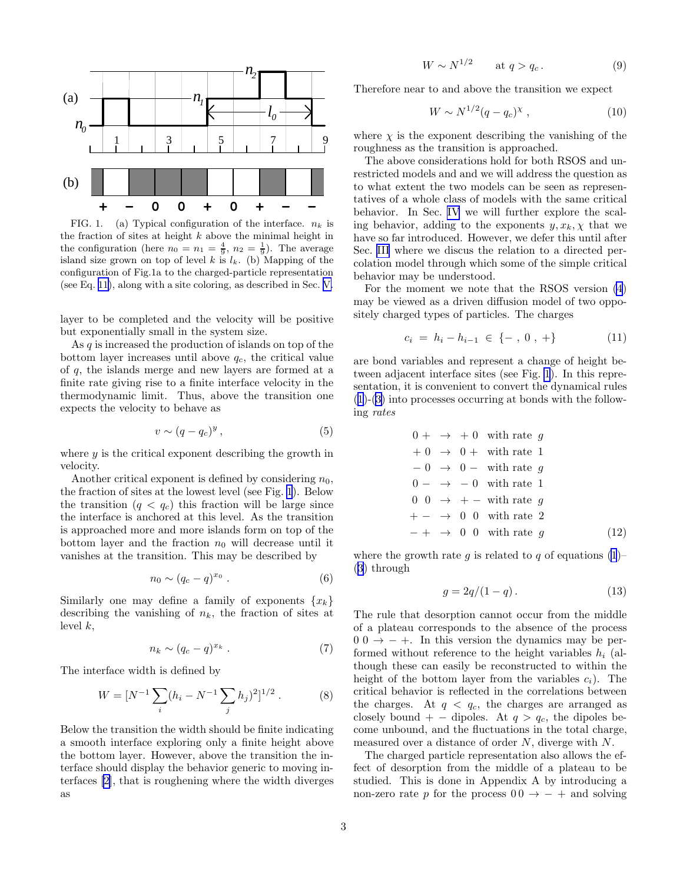FIG. 1. (a) Typical configuration of the interface. $n_k$ is the fraction of sites at height $k$ above the minimal height in the configuration (here $n_0 = n_1 = \frac{4}{9}$, $n_2 = \frac{1}{9}$). The average island size grown on top of level $k$ is $l_k$. (b) Mapping of the configuration of Fig.1a to the charged-particle representation (see Eq. 11), along with a site coloring, as described in Sec. V.

layer to be completed and the velocity will be positive but exponentially small in the system size.

As $q$ is increased the production of islands on top of the bottom layer increases until above $q_c$, the critical value of $q$, the islands merge and new layers are formed at a finite rate giving rise to a finite interface velocity in the thermodynamic limit. Thus, above the transition one expects the velocity to behave as

$$v \sim (q - q_c)^y \,, \tag{5}$$

where $y$ is the critical exponent describing the growth in velocity.

Another critical exponent is defined by considering $n_0$, the fraction of sites at the lowest level (see Fig. 1). Below the transition ($q < q_c$) this fraction will be large since the interface is anchored at this level. As the transition is approached more and more islands form on top of the bottom layer and the fraction $n_0$ will decrease until it vanishes at the transition. This may be described by

$$n_0 \sim (q_c - q)^{x_0} \,. \tag{6}$$

Similarly one may define a family of exponents $\{x_k\}$ describing the vanishing of $n_k$, the fraction of sites at level $k$,

$$n_k \sim (q_c - q)^{x_k} \,. \tag{7}$$

The interface width is defined by

$$W = [N^{-1} \sum_i (h_i - N^{-1} \sum_j h_j)^2]^{1/2} \,. \tag{8}$$

Below the transition the width should be finite indicating a smooth interface exploring only a finite height above the bottom layer. However, above the transition the interface should display the behavior generic to moving interfaces [2], that is roughening where the width diverges as

$$W \sim N^{1/2} \qquad \text{at } q > q_c \,. \tag{9}$$

Therefore near to and above the transition we expect

$$W \sim N^{1/2} (q - q_c)^{\chi} \,, \tag{10}$$

where $\chi$ is the exponent describing the vanishing of the roughness as the transition is approached.

The above considerations hold for both RSOS and unrestricted models and and we will address the question as to what extent the two models can be seen as representatives of a whole class of models with the same critical behavior. In Sec. IV we will further explore the scaling behavior, adding to the exponents $y, x_k, \chi$ that we have so far introduced. However, we defer this until after Sec. III where we discus the relation to a directed percolation model through which some of the simple critical behavior may be understood.

For the moment we note that the RSOS version (4) may be viewed as a driven diffusion model of two oppositely charged types of particles. The charges

$$c_i \;=\; h_i - h_{i-1} \;\in\; \{- \;,\; 0 \;,\; +\} \tag{11}$$

are bond variables and represent a change of height between adjacent interface sites (see Fig. 1). In this representation, it is convenient to convert the dynamical rules (1)-(3) into processes occurring at bonds with the following *rates*

$$\begin{array}{lll}
0\,+ & \to\; +\,0 & \text{with rate } g \\
+\,0 & \to\; 0\,+ & \text{with rate } 1 \\
-\,0 & \to\; 0\,- & \text{with rate } g \\
0\,- & \to\; -\,0 & \text{with rate } 1 \\
0\;\,0 & \to\; +\,- & \text{with rate } g \\
+\,- & \to\; 0\;\,0 & \text{with rate } 2 \\
-\,+ & \to\; 0\;\,0 & \text{with rate } g
\end{array} \tag{12}$$

where the growth rate $g$ is related to $q$ of equations (1)–(3) through

$$g = 2q/(1-q) \,. \tag{13}$$

The rule that desorption cannot occur from the middle of a plateau corresponds to the absence of the process $0\,0 \to -\,+$. In this version the dynamics may be performed without reference to the height variables $h_i$ (although these can easily be reconstructed to within the height of the bottom layer from the variables $c_i$). The critical behavior is reflected in the correlations between the charges. At $q < q_c$, the charges are arranged as closely bound $+\,-$ dipoles. At $q > q_c$, the dipoles become unbound, and the fluctuations in the total charge, measured over a distance of order $N$, diverge with $N$.

The charged particle representation also allows the effect of desorption from the middle of a plateau to be studied. This is done in Appendix A by introducing a non-zero rate $p$ for the process $0\,0 \to -\,+$ and solving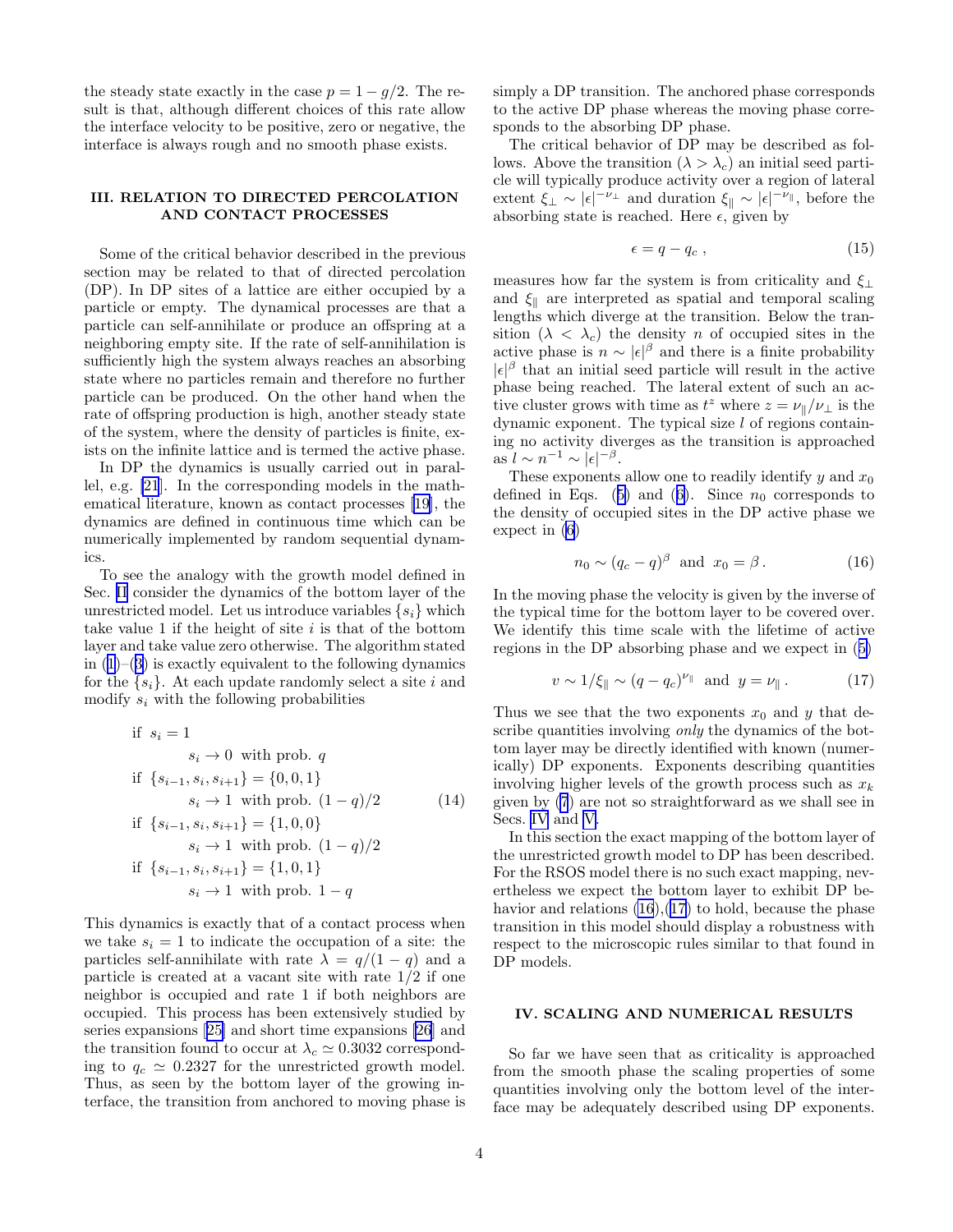the steady state exactly in the case $p = 1 - g/2$. The result is that, although different choices of this rate allow the interface velocity to be positive, zero or negative, the interface is always rough and no smooth phase exists.

## III. RELATION TO DIRECTED PERCOLATION AND CONTACT PROCESSES

Some of the critical behavior described in the previous section may be related to that of directed percolation (DP). In DP sites of a lattice are either occupied by a particle or empty. The dynamical processes are that a particle can self-annihilate or produce an offspring at a neighboring empty site. If the rate of self-annihilation is sufficiently high the system always reaches an absorbing state where no particles remain and therefore no further particle can be produced. On the other hand when the rate of offspring production is high, another steady state of the system, where the density of particles is finite, exists on the infinite lattice and is termed the active phase.

In DP the dynamics is usually carried out in parallel, e.g. [21]. In the corresponding models in the mathematical literature, known as contact processes [19], the dynamics are defined in continuous time which can be numerically implemented by random sequential dynamics.

To see the analogy with the growth model defined in Sec. II consider the dynamics of the bottom layer of the unrestricted model. Let us introduce variables $\{s_i\}$ which take value 1 if the height of site $i$ is that of the bottom layer and take value zero otherwise. The algorithm stated in (1)–(3) is exactly equivalent to the following dynamics for the $\{s_i\}$. At each update randomly select a site $i$ and modify $s_i$ with the following probabilities

$$
\begin{aligned}
&\text{if } \; s_i = 1 \\
&\qquad s_i \to 0 \; \text{ with prob. } q \\
&\text{if } \; \{s_{i-1}, s_i, s_{i+1}\} = \{0, 0, 1\} \\
&\qquad s_i \to 1 \; \text{ with prob. } (1-q)/2 \\
&\text{if } \; \{s_{i-1}, s_i, s_{i+1}\} = \{1, 0, 0\} \\
&\qquad s_i \to 1 \; \text{ with prob. } (1-q)/2 \\
&\text{if } \; \{s_{i-1}, s_i, s_{i+1}\} = \{1, 0, 1\} \\
&\qquad s_i \to 1 \; \text{ with prob. } 1-q
\end{aligned}
\tag{14}
$$

This dynamics is exactly that of a contact process when we take $s_i = 1$ to indicate the occupation of a site: the particles self-annihilate with rate $\lambda = q/(1-q)$ and a particle is created at a vacant site with rate $1/2$ if one neighbor is occupied and rate 1 if both neighbors are occupied. This process has been extensively studied by series expansions [25] and short time expansions [26] and the transition found to occur at $\lambda_c \simeq 0.3032$ corresponding to $q_c \simeq 0.2327$ for the unrestricted growth model. Thus, as seen by the bottom layer of the growing interface, the transition from anchored to moving phase is simply a DP transition. The anchored phase corresponds to the active DP phase whereas the moving phase corresponds to the absorbing DP phase.

The critical behavior of DP may be described as follows. Above the transition ($\lambda > \lambda_c$) an initial seed particle will typically produce activity over a region of lateral extent $\xi_\perp \sim |\epsilon|^{-\nu_\perp}$ and duration $\xi_\parallel \sim |\epsilon|^{-\nu_\parallel}$, before the absorbing state is reached. Here $\epsilon$, given by

$$
\epsilon = q - q_c \, , \tag{15}
$$

measures how far the system is from criticality and $\xi_\perp$ and $\xi_\parallel$ are interpreted as spatial and temporal scaling lengths which diverge at the transition. Below the transition ($\lambda < \lambda_c$) the density $n$ of occupied sites in the active phase is $n \sim |\epsilon|^\beta$ and there is a finite probability $|\epsilon|^\beta$ that an initial seed particle will result in the active phase being reached. The lateral extent of such an active cluster grows with time as $t^z$ where $z = \nu_\parallel/\nu_\perp$ is the dynamic exponent. The typical size $l$ of regions containing no activity diverges as the transition is approached as $l \sim n^{-1} \sim |\epsilon|^{-\beta}$.

These exponents allow one to readily identify $y$ and $x_0$ defined in Eqs. (5) and (6). Since $n_0$ corresponds to the density of occupied sites in the DP active phase we expect in (6)

$$
n_0 \sim (q_c - q)^\beta \;\text{ and }\; x_0 = \beta \, . \tag{16}
$$

In the moving phase the velocity is given by the inverse of the typical time for the bottom layer to be covered over. We identify this time scale with the lifetime of active regions in the DP absorbing phase and we expect in (5)

$$
v \sim 1/\xi_\parallel \sim (q - q_c)^{\nu_\parallel} \;\text{ and }\; y = \nu_\parallel \, . \tag{17}
$$

Thus we see that the two exponents $x_0$ and $y$ that describe quantities involving *only* the dynamics of the bottom layer may be directly identified with known (numerically) DP exponents. Exponents describing quantities involving higher levels of the growth process such as $x_k$ given by (7) are not so straightforward as we shall see in Secs. IV and V.

In this section the exact mapping of the bottom layer of the unrestricted growth model to DP has been described. For the RSOS model there is no such exact mapping, nevertheless we expect the bottom layer to exhibit DP behavior and relations (16),(17) to hold, because the phase transition in this model should display a robustness with respect to the microscopic rules similar to that found in DP models.

## IV. SCALING AND NUMERICAL RESULTS

So far we have seen that as criticality is approached from the smooth phase the scaling properties of some quantities involving only the bottom level of the interface may be adequately described using DP exponents.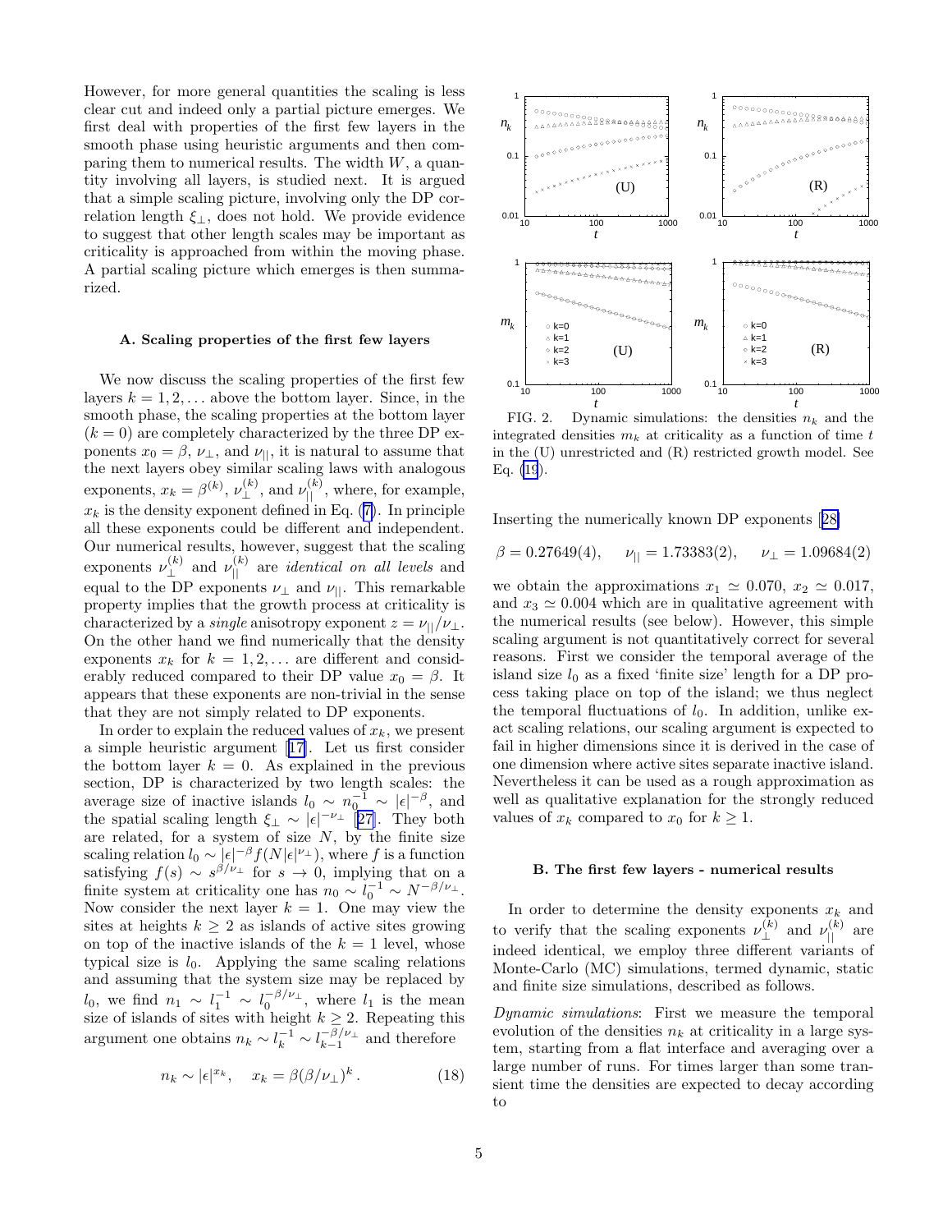However, for more general quantities the scaling is less clear cut and indeed only a partial picture emerges. We first deal with properties of the first few layers in the smooth phase using heuristic arguments and then comparing them to numerical results. The width $W$, a quantity involving all layers, is studied next. It is argued that a simple scaling picture, involving only the DP correlation length $\xi_\perp$, does not hold. We provide evidence to suggest that other length scales may be important as criticality is approached from within the moving phase. A partial scaling picture which emerges is then summarized.

### A. Scaling properties of the first few layers

We now discuss the scaling properties of the first few layers $k = 1, 2, \ldots$ above the bottom layer. Since, in the smooth phase, the scaling properties at the bottom layer ($k = 0$) are completely characterized by the three DP exponents $x_0 = \beta$, $\nu_\perp$, and $\nu_{||}$, it is natural to assume that the next layers obey similar scaling laws with analogous exponents, $x_k = \beta^{(k)}$, $\nu_\perp^{(k)}$, and $\nu_{||}^{(k)}$, where, for example, $x_k$ is the density exponent defined in Eq. (7). In principle all these exponents could be different and independent. Our numerical results, however, suggest that the scaling exponents $\nu_\perp^{(k)}$ and $\nu_{||}^{(k)}$ are *identical on all levels* and equal to the DP exponents $\nu_\perp$ and $\nu_{||}$. This remarkable property implies that the growth process at criticality is characterized by a *single* anisotropy exponent $z = \nu_{||}/\nu_\perp$. On the other hand we find numerically that the density exponents $x_k$ for $k = 1, 2, \ldots$ are different and considerably reduced compared to their DP value $x_0 = \beta$. It appears that these exponents are non-trivial in the sense that they are not simply related to DP exponents.

In order to explain the reduced values of $x_k$, we present a simple heuristic argument [17]. Let us first consider the bottom layer $k = 0$. As explained in the previous section, DP is characterized by two length scales: the average size of inactive islands $l_0 \sim n_0^{-1} \sim |\epsilon|^{-\beta}$, and the spatial scaling length $\xi_\perp \sim |\epsilon|^{-\nu_\perp}$ [27]. They both are related, for a system of size $N$, by the finite size scaling relation $l_0 \sim |\epsilon|^{-\beta} f(N|\epsilon|^{\nu_\perp})$, where $f$ is a function satisfying $f(s) \sim s^{\beta/\nu_\perp}$ for $s \to 0$, implying that on a finite system at criticality one has $n_0 \sim l_0^{-1} \sim N^{-\beta/\nu_\perp}$. Now consider the next layer $k = 1$. One may view the sites at heights $k \geq 2$ as islands of active sites growing on top of the inactive islands of the $k = 1$ level, whose typical size is $l_0$. Applying the same scaling relations and assuming that the system size may be replaced by $l_0$, we find $n_1 \sim l_1^{-1} \sim l_0^{-\beta/\nu_\perp}$, where $l_1$ is the mean size of islands of sites with height $k \geq 2$. Repeating this argument one obtains $n_k \sim l_k^{-1} \sim l_{k-1}^{-\beta/\nu_\perp}$ and therefore

$$n_k \sim |\epsilon|^{x_k}, \quad x_k = \beta(\beta/\nu_\perp)^k . \tag{18}$$

FIG. 2. Dynamic simulations: the densities $n_k$ and the integrated densities $m_k$ at criticality as a function of time $t$ in the (U) unrestricted and (R) restricted growth model. See Eq. (19).

Inserting the numerically known DP exponents [28]

$$\beta = 0.27649(4), \quad \nu_{||} = 1.73383(2), \quad \nu_\perp = 1.09684(2)$$

we obtain the approximations $x_1 \simeq 0.070$, $x_2 \simeq 0.017$, and $x_3 \simeq 0.004$ which are in qualitative agreement with the numerical results (see below). However, this simple scaling argument is not quantitatively correct for several reasons. First we consider the temporal average of the island size $l_0$ as a fixed 'finite size' length for a DP process taking place on top of the island; we thus neglect the temporal fluctuations of $l_0$. In addition, unlike exact scaling relations, our scaling argument is expected to fail in higher dimensions since it is derived in the case of one dimension where active sites separate inactive island. Nevertheless it can be used as a rough approximation as well as qualitative explanation for the strongly reduced values of $x_k$ compared to $x_0$ for $k \geq 1$.

### B. The first few layers - numerical results

In order to determine the density exponents $x_k$ and to verify that the scaling exponents $\nu_\perp^{(k)}$ and $\nu_{||}^{(k)}$ are indeed identical, we employ three different variants of Monte-Carlo (MC) simulations, termed dynamic, static and finite size simulations, described as follows.

*Dynamic simulations*: First we measure the temporal evolution of the densities $n_k$ at criticality in a large system, starting from a flat interface and averaging over a large number of runs. For times larger than some transient time the densities are expected to decay according to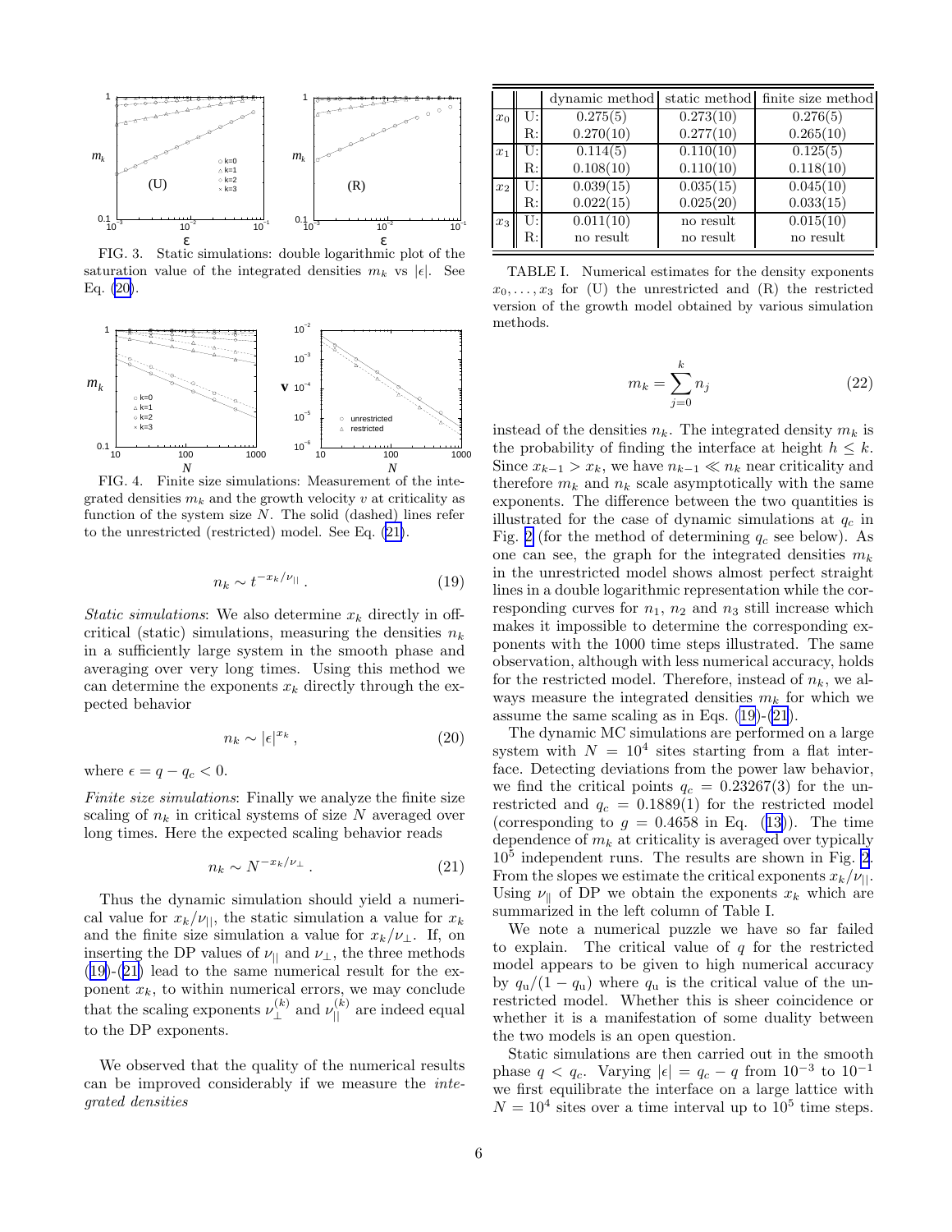FIG. 3. Static simulations: double logarithmic plot of the saturation value of the integrated densities $m_k$ vs $|\epsilon|$. See Eq. (20).

FIG. 4. Finite size simulations: Measurement of the integrated densities $m_k$ and the growth velocity $v$ at criticality as function of the system size $N$. The solid (dashed) lines refer to the unrestricted (restricted) model. See Eq. (21).

$$n_k \sim t^{-x_k/\nu_{||}} \,. \tag{19}$$

*Static simulations*: We also determine $x_k$ directly in off-critical (static) simulations, measuring the densities $n_k$ in a sufficiently large system in the smooth phase and averaging over very long times. Using this method we can determine the exponents $x_k$ directly through the expected behavior

$$n_k \sim |\epsilon|^{x_k} \,, \tag{20}$$

where $\epsilon = q - q_c < 0$.

*Finite size simulations*: Finally we analyze the finite size scaling of $n_k$ in critical systems of size $N$ averaged over long times. Here the expected scaling behavior reads

$$n_k \sim N^{-x_k/\nu_\perp} \,. \tag{21}$$

Thus the dynamic simulation should yield a numerical value for $x_k/\nu_{||}$, the static simulation a value for $x_k$ and the finite size simulation a value for $x_k/\nu_\perp$. If, on inserting the DP values of $\nu_{||}$ and $\nu_\perp$, the three methods (19)-(21) lead to the same numerical result for the exponent $x_k$, to within numerical errors, we may conclude that the scaling exponents $\nu_\perp^{(k)}$ and $\nu_{||}^{(k)}$ are indeed equal to the DP exponents.

We observed that the quality of the numerical results can be improved considerably if we measure the *integrated densities*

|  |  | dynamic method | static method | finite size method |
|---|---|---|---|---|
| $x_0$ | U: | 0.275(5) | 0.273(10) | 0.276(5) |
|  | R: | 0.270(10) | 0.277(10) | 0.265(10) |
| $x_1$ | U: | 0.114(5) | 0.110(10) | 0.125(5) |
|  | R: | 0.108(10) | 0.110(10) | 0.118(10) |
| $x_2$ | U: | 0.039(15) | 0.035(15) | 0.045(10) |
|  | R: | 0.022(15) | 0.025(20) | 0.033(15) |
| $x_3$ | U: | 0.011(10) | no result | 0.015(10) |
|  | R: | no result | no result | no result |

TABLE I. Numerical estimates for the density exponents $x_0, \ldots, x_3$ for (U) the unrestricted and (R) the restricted version of the growth model obtained by various simulation methods.

$$m_k = \sum_{j=0}^{k} n_j \tag{22}$$

instead of the densities $n_k$. The integrated density $m_k$ is the probability of finding the interface at height $h \le k$. Since $x_{k-1} > x_k$, we have $n_{k-1} \ll n_k$ near criticality and therefore $m_k$ and $n_k$ scale asymptotically with the same exponents. The difference between the two quantities is illustrated for the case of dynamic simulations at $q_c$ in Fig. 2 (for the method of determining $q_c$ see below). As one can see, the graph for the integrated densities $m_k$ in the unrestricted model shows almost perfect straight lines in a double logarithmic representation while the corresponding curves for $n_1$, $n_2$ and $n_3$ still increase which makes it impossible to determine the corresponding exponents with the 1000 time steps illustrated. The same observation, although with less numerical accuracy, holds for the restricted model. Therefore, instead of $n_k$, we always measure the integrated densities $m_k$ for which we assume the same scaling as in Eqs. (19)-(21).

The dynamic MC simulations are performed on a large system with $N = 10^4$ sites starting from a flat interface. Detecting deviations from the power law behavior, we find the critical points $q_c = 0.23267(3)$ for the unrestricted and $q_c = 0.1889(1)$ for the restricted model (corresponding to $g = 0.4658$ in Eq. (13)). The time dependence of $m_k$ at criticality is averaged over typically $10^5$ independent runs. The results are shown in Fig. 2. From the slopes we estimate the critical exponents $x_k/\nu_{||}$. Using $\nu_{\|}$ of DP we obtain the exponents $x_k$ which are summarized in the left column of Table I.

We note a numerical puzzle we have so far failed to explain. The critical value of $q$ for the restricted model appears to be given to high numerical accuracy by $q_u/(1-q_u)$ where $q_u$ is the critical value of the unrestricted model. Whether this is sheer coincidence or whether it is a manifestation of some duality between the two models is an open question.

Static simulations are then carried out in the smooth phase $q < q_c$. Varying $|\epsilon| = q_c - q$ from $10^{-3}$ to $10^{-1}$ we first equilibrate the interface on a large lattice with $N = 10^4$ sites over a time interval up to $10^5$ time steps.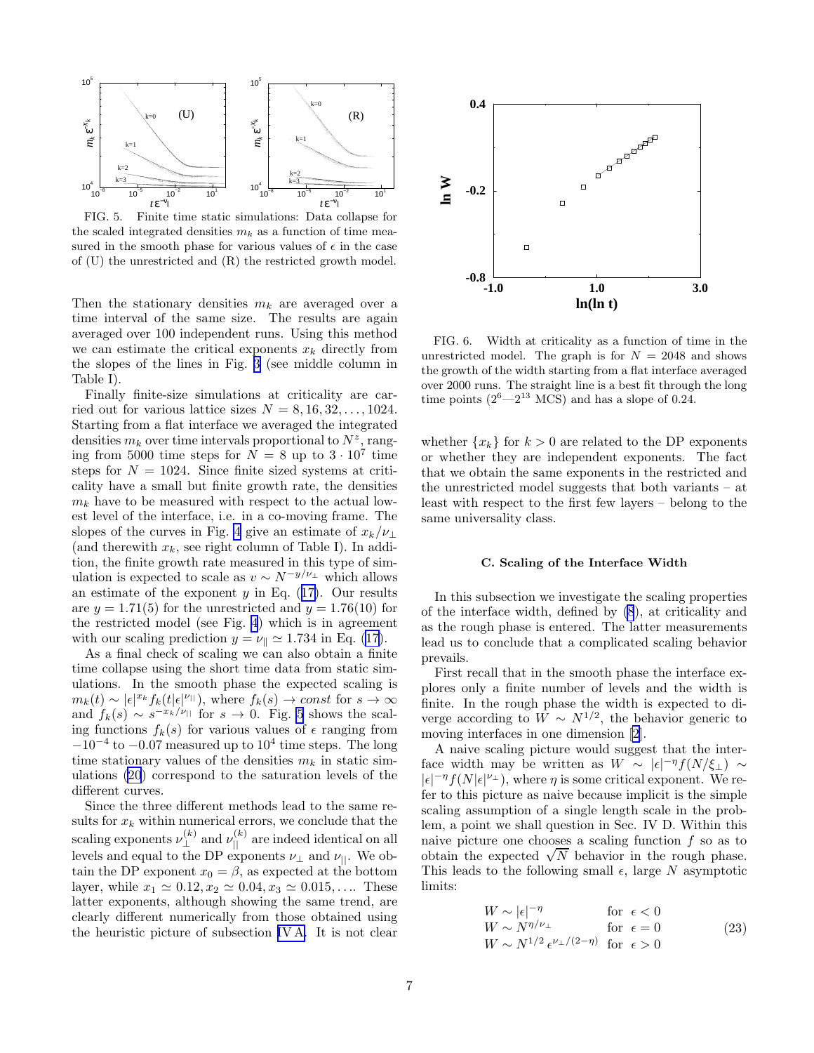FIG. 5. Finite time static simulations: Data collapse for the scaled integrated densities $m_k$ as a function of time measured in the smooth phase for various values of $\epsilon$ in the case of (U) the unrestricted and (R) the restricted growth model.

Then the stationary densities $m_k$ are averaged over a time interval of the same size. The results are again averaged over 100 independent runs. Using this method we can estimate the critical exponents $x_k$ directly from the slopes of the lines in Fig. 3 (see middle column in Table I).

Finally finite-size simulations at criticality are carried out for various lattice sizes $N = 8, 16, 32, \ldots, 1024$. Starting from a flat interface we averaged the integrated densities $m_k$ over time intervals proportional to $N^z$, ranging from 5000 time steps for $N = 8$ up to $3 \cdot 10^7$ time steps for $N = 1024$. Since finite sized systems at criticality have a small but finite growth rate, the densities $m_k$ have to be measured with respect to the actual lowest level of the interface, i.e. in a co-moving frame. The slopes of the curves in Fig. 4 give an estimate of $x_k/\nu_\perp$ (and therewith $x_k$, see right column of Table I). In addition, the finite growth rate measured in this type of simulation is expected to scale as $v \sim N^{-y/\nu_\perp}$ which allows an estimate of the exponent $y$ in Eq. (17). Our results are $y = 1.71(5)$ for the unrestricted and $y = 1.76(10)$ for the restricted model (see Fig. 4) which is in agreement with our scaling prediction $y = \nu_\| \simeq 1.734$ in Eq. (17).

As a final check of scaling we can also obtain a finite time collapse using the short time data from static simulations. In the smooth phase the expected scaling is $m_k(t) \sim |\epsilon|^{x_k} f_k(t|\epsilon|^{\nu_{||}})$, where $f_k(s) \to const$ for $s \to \infty$ and $f_k(s) \sim s^{-x_k/\nu_{||}}$ for $s \to 0$. Fig. 5 shows the scaling functions $f_k(s)$ for various values of $\epsilon$ ranging from $-10^{-4}$ to $-0.07$ measured up to $10^4$ time steps. The long time stationary values of the densities $m_k$ in static simulations (20) correspond to the saturation levels of the different curves.

Since the three different methods lead to the same results for $x_k$ within numerical errors, we conclude that the scaling exponents $\nu_\perp^{(k)}$ and $\nu_{||}^{(k)}$ are indeed identical on all levels and equal to the DP exponents $\nu_\perp$ and $\nu_{||}$. We obtain the DP exponent $x_0 = \beta$, as expected at the bottom layer, while $x_1 \simeq 0.12, x_2 \simeq 0.04, x_3 \simeq 0.015, \ldots$. These latter exponents, although showing the same trend, are clearly different numerically from those obtained using the heuristic picture of subsection IV A. It is not clear whether $\{x_k\}$ for $k > 0$ are related to the DP exponents or whether they are independent exponents. The fact that we obtain the same exponents in the restricted and the unrestricted model suggests that both variants – at least with respect to the first few layers – belong to the same universality class.

FIG. 6. Width at criticality as a function of time in the unrestricted model. The graph is for $N = 2048$ and shows the growth of the width starting from a flat interface averaged over 2000 runs. The straight line is a best fit through the long time points ($2^6$—$2^{13}$ MCS) and has a slope of 0.24.

### C. Scaling of the Interface Width

In this subsection we investigate the scaling properties of the interface width, defined by (8), at criticality and as the rough phase is entered. The latter measurements lead us to conclude that a complicated scaling behavior prevails.

First recall that in the smooth phase the interface explores only a finite number of levels and the width is finite. In the rough phase the width is expected to diverge according to $W \sim N^{1/2}$, the behavior generic to moving interfaces in one dimension [2].

A naive scaling picture would suggest that the interface width may be written as $W \sim |\epsilon|^{-\eta} f(N/\xi_\perp) \sim |\epsilon|^{-\eta} f(N|\epsilon|^{\nu_\perp})$, where $\eta$ is some critical exponent. We refer to this picture as naive because implicit is the simple scaling assumption of a single length scale in the problem, a point we shall question in Sec. IV D. Within this naive picture one chooses a scaling function $f$ so as to obtain the expected $\sqrt{N}$ behavior in the rough phase. This leads to the following small $\epsilon$, large $N$ asymptotic limits:

$$
\begin{array}{ll}
W \sim |\epsilon|^{-\eta} & \text{for } \epsilon < 0 \\
W \sim N^{\eta/\nu_\perp} & \text{for } \epsilon = 0 \\
W \sim N^{1/2}\, \epsilon^{\nu_\perp/(2-\eta)} & \text{for } \epsilon > 0
\end{array}
\tag{23}
$$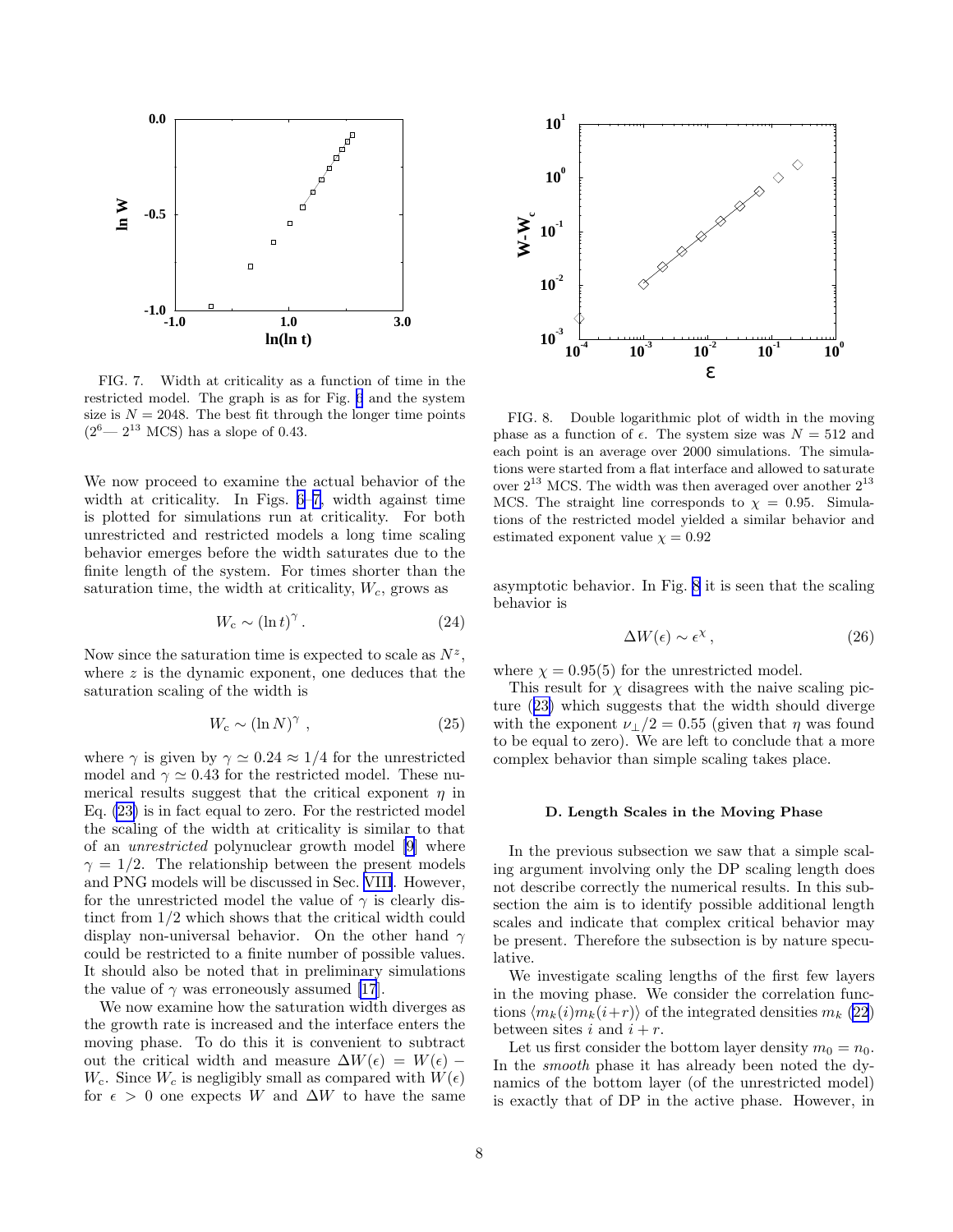FIG. 7. Width at criticality as a function of time in the restricted model. The graph is as for Fig. 6 and the system size is $N = 2048$. The best fit through the longer time points ($2^6$— $2^{13}$ MCS) has a slope of 0.43.

We now proceed to examine the actual behavior of the width at criticality. In Figs. 6–7, width against time is plotted for simulations run at criticality. For both unrestricted and restricted models a long time scaling behavior emerges before the width saturates due to the finite length of the system. For times shorter than the saturation time, the width at criticality, $W_c$, grows as

$$W_{\rm c} \sim (\ln t)^{\gamma} \,. \tag{24}$$

Now since the saturation time is expected to scale as $N^z$, where $z$ is the dynamic exponent, one deduces that the saturation scaling of the width is

$$W_{\rm c} \sim (\ln N)^{\gamma} \;, \tag{25}$$

where $\gamma$ is given by $\gamma \simeq 0.24 \approx 1/4$ for the unrestricted model and $\gamma \simeq 0.43$ for the restricted model. These numerical results suggest that the critical exponent $\eta$ in Eq. (23) is in fact equal to zero. For the restricted model the scaling of the width at criticality is similar to that of an *unrestricted* polynuclear growth model [9] where $\gamma = 1/2$. The relationship between the present models and PNG models will be discussed in Sec. VIII. However, for the unrestricted model the value of $\gamma$ is clearly distinct from 1/2 which shows that the critical width could display non-universal behavior. On the other hand $\gamma$ could be restricted to a finite number of possible values. It should also be noted that in preliminary simulations the value of $\gamma$ was erroneously assumed [17].

We now examine how the saturation width diverges as the growth rate is increased and the interface enters the moving phase. To do this it is convenient to subtract out the critical width and measure $\Delta W(\epsilon) = W(\epsilon) - W_{\rm c}$. Since $W_{\rm c}$ is negligibly small as compared with $W(\epsilon)$ for $\epsilon > 0$ one expects $W$ and $\Delta W$ to have the same asymptotic behavior. In Fig. 8 it is seen that the scaling behavior is

$$\Delta W(\epsilon) \sim \epsilon^{\chi} \,, \tag{26}$$

where $\chi = 0.95(5)$ for the unrestricted model.

FIG. 8. Double logarithmic plot of width in the moving phase as a function of $\epsilon$. The system size was $N = 512$ and each point is an average over 2000 simulations. The simulations were started from a flat interface and allowed to saturate over $2^{13}$ MCS. The width was then averaged over another $2^{13}$ MCS. The straight line corresponds to $\chi = 0.95$. Simulations of the restricted model yielded a similar behavior and estimated exponent value $\chi = 0.92$

This result for $\chi$ disagrees with the naive scaling picture (23) which suggests that the width should diverge with the exponent $\nu_{\perp}/2 = 0.55$ (given that $\eta$ was found to be equal to zero). We are left to conclude that a more complex behavior than simple scaling takes place.

### D. Length Scales in the Moving Phase

In the previous subsection we saw that a simple scaling argument involving only the DP scaling length does not describe correctly the numerical results. In this subsection the aim is to identify possible additional length scales and indicate that complex critical behavior may be present. Therefore the subsection is by nature speculative.

We investigate scaling lengths of the first few layers in the moving phase. We consider the correlation functions $\langle m_k(i) m_k(i{+}r)\rangle$ of the integrated densities $m_k$ (22) between sites $i$ and $i+r$.

Let us first consider the bottom layer density $m_0 = n_0$. In the *smooth* phase it has already been noted the dynamics of the bottom layer (of the unrestricted model) is exactly that of DP in the active phase. However, in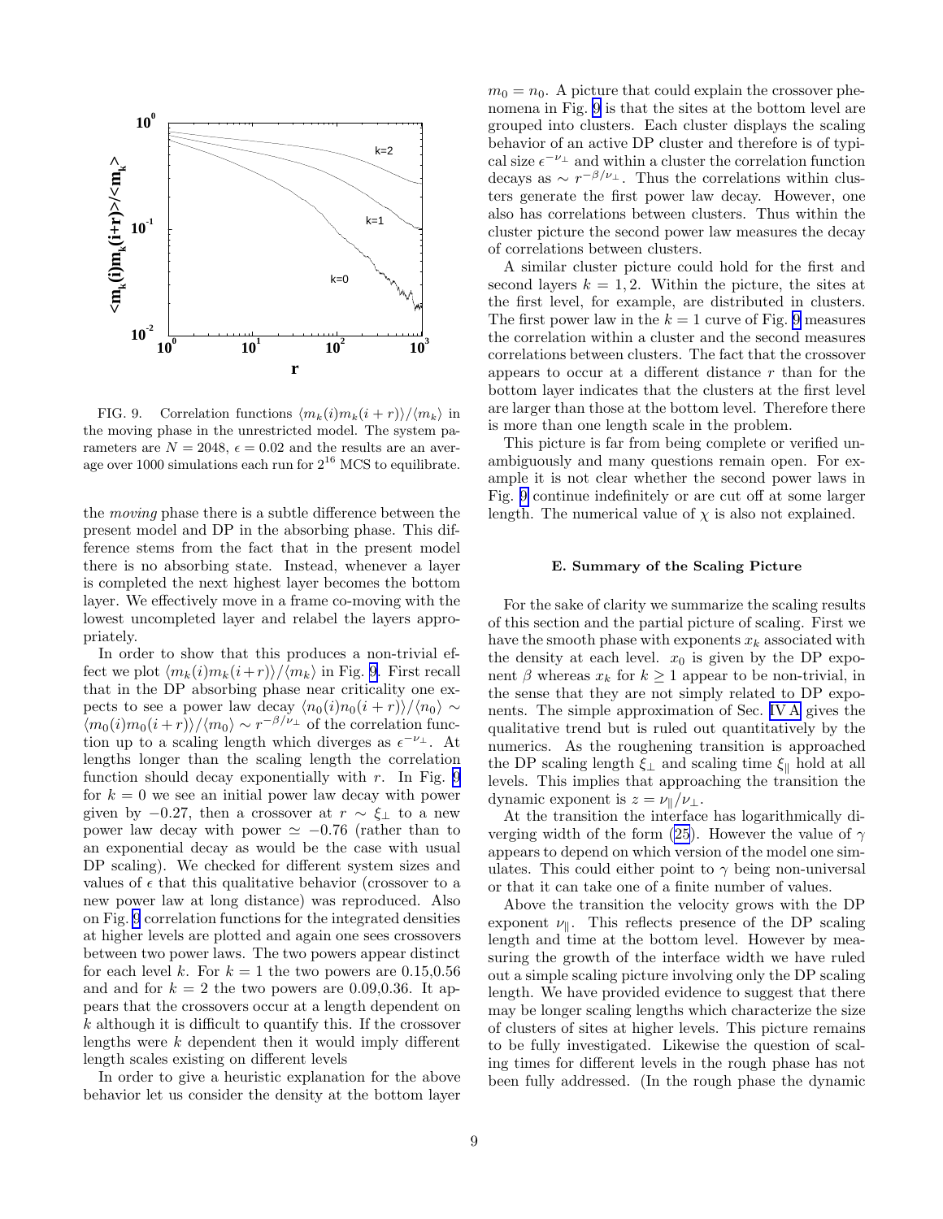FIG. 9. Correlation functions $\langle m_k(i)m_k(i+r)\rangle/\langle m_k\rangle$ in the moving phase in the unrestricted model. The system parameters are $N = 2048$, $\epsilon = 0.02$ and the results are an average over 1000 simulations each run for $2^{16}$ MCS to equilibrate.

the *moving* phase there is a subtle difference between the present model and DP in the absorbing phase. This difference stems from the fact that in the present model there is no absorbing state. Instead, whenever a layer is completed the next highest layer becomes the bottom layer. We effectively move in a frame co-moving with the lowest uncompleted layer and relabel the layers appropriately.

In order to show that this produces a non-trivial effect we plot $\langle m_k(i)m_k(i+r)\rangle/\langle m_k\rangle$ in Fig. 9. First recall that in the DP absorbing phase near criticality one expects to see a power law decay $\langle n_0(i)n_0(i+r)\rangle/\langle n_0\rangle \sim \langle m_0(i)m_0(i+r)\rangle/\langle m_0\rangle \sim r^{-\beta/\nu_\perp}$ of the correlation function up to a scaling length which diverges as $\epsilon^{-\nu_\perp}$. At lengths longer than the scaling length the correlation function should decay exponentially with $r$. In Fig. 9 for $k = 0$ we see an initial power law decay with power given by $-0.27$, then a crossover at $r \sim \xi_\perp$ to a new power law decay with power $\simeq -0.76$ (rather than to an exponential decay as would be the case with usual DP scaling). We checked for different system sizes and values of $\epsilon$ that this qualitative behavior (crossover to a new power law at long distance) was reproduced. Also on Fig. 9 correlation functions for the integrated densities at higher levels are plotted and again one sees crossovers between two power laws. The two powers appear distinct for each level $k$. For $k = 1$ the two powers are 0.15,0.56 and and for $k = 2$ the two powers are 0.09,0.36. It appears that the crossovers occur at a length dependent on $k$ although it is difficult to quantify this. If the crossover lengths were $k$ dependent then it would imply different length scales existing on different levels

In order to give a heuristic explanation for the above behavior let us consider the density at the bottom layer $m_0 = n_0$. A picture that could explain the crossover phenomena in Fig. 9 is that the sites at the bottom level are grouped into clusters. Each cluster displays the scaling behavior of an active DP cluster and therefore is of typical size $\epsilon^{-\nu_\perp}$ and within a cluster the correlation function decays as $\sim r^{-\beta/\nu_\perp}$. Thus the correlations within clusters generate the first power law decay. However, one also has correlations between clusters. Thus within the cluster picture the second power law measures the decay of correlations between clusters.

A similar cluster picture could hold for the first and second layers $k = 1, 2$. Within the picture, the sites at the first level, for example, are distributed in clusters. The first power law in the $k = 1$ curve of Fig. 9 measures the correlation within a cluster and the second measures correlations between clusters. The fact that the crossover appears to occur at a different distance $r$ than for the bottom layer indicates that the clusters at the first level are larger than those at the bottom level. Therefore there is more than one length scale in the problem.

This picture is far from being complete or verified unambiguously and many questions remain open. For example it is not clear whether the second power laws in Fig. 9 continue indefinitely or are cut off at some larger length. The numerical value of $\chi$ is also not explained.

### E. Summary of the Scaling Picture

For the sake of clarity we summarize the scaling results of this section and the partial picture of scaling. First we have the smooth phase with exponents $x_k$ associated with the density at each level. $x_0$ is given by the DP exponent $\beta$ whereas $x_k$ for $k \geq 1$ appear to be non-trivial, in the sense that they are not simply related to DP exponents. The simple approximation of Sec. IV A gives the qualitative trend but is ruled out quantitatively by the numerics. As the roughening transition is approached the DP scaling length $\xi_\perp$ and scaling time $\xi_\parallel$ hold at all levels. This implies that approaching the transition the dynamic exponent is $z = \nu_\parallel/\nu_\perp$.

At the transition the interface has logarithmically diverging width of the form (25). However the value of $\gamma$ appears to depend on which version of the model one simulates. This could either point to $\gamma$ being non-universal or that it can take one of a finite number of values.

Above the transition the velocity grows with the DP exponent $\nu_\parallel$. This reflects presence of the DP scaling length and time at the bottom level. However by measuring the growth of the interface width we have ruled out a simple scaling picture involving only the DP scaling length. We have provided evidence to suggest that there may be longer scaling lengths which characterize the size of clusters of sites at higher levels. This picture remains to be fully investigated. Likewise the question of scaling times for different levels in the rough phase has not been fully addressed. (In the rough phase the dynamic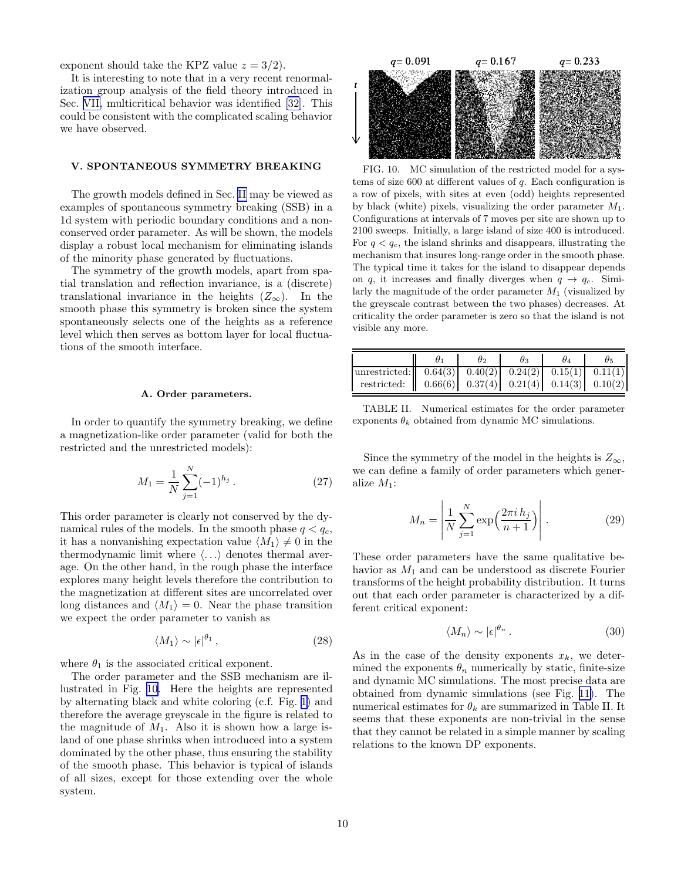exponent should take the KPZ value $z = 3/2$).

It is interesting to note that in a very recent renormalization group analysis of the field theory introduced in Sec. VII, multicritical behavior was identified [32]. This could be consistent with the complicated scaling behavior we have observed.

## V. SPONTANEOUS SYMMETRY BREAKING

The growth models defined in Sec. II may be viewed as examples of spontaneous symmetry breaking (SSB) in a 1d system with periodic boundary conditions and a non-conserved order parameter. As will be shown, the models display a robust local mechanism for eliminating islands of the minority phase generated by fluctuations.

The symmetry of the growth models, apart from spatial translation and reflection invariance, is a (discrete) translational invariance in the heights ($Z_\infty$). In the smooth phase this symmetry is broken since the system spontaneously selects one of the heights as a reference level which then serves as bottom layer for local fluctuations of the smooth interface.

### A. Order parameters.

In order to quantify the symmetry breaking, we define a magnetization-like order parameter (valid for both the restricted and the unrestricted models):

$$M_1 = \frac{1}{N} \sum_{j=1}^{N} (-1)^{h_j} \, . \tag{27}$$

This order parameter is clearly not conserved by the dynamical rules of the models. In the smooth phase $q < q_c$, it has a nonvanishing expectation value $\langle M_1 \rangle \neq 0$ in the thermodynamic limit where $\langle \ldots \rangle$ denotes thermal average. On the other hand, in the rough phase the interface explores many height levels therefore the contribution to the magnetization at different sites are uncorrelated over long distances and $\langle M_1 \rangle = 0$. Near the phase transition we expect the order parameter to vanish as

$$\langle M_1 \rangle \sim |\epsilon|^{\theta_1} \, , \tag{28}$$

where $\theta_1$ is the associated critical exponent.

The order parameter and the SSB mechanism are illustrated in Fig. 10. Here the heights are represented by alternating black and white coloring (c.f. Fig. 1) and therefore the average greyscale in the figure is related to the magnitude of $M_1$. Also it is shown how a large island of one phase shrinks when introduced into a system dominated by the other phase, thus ensuring the stability of the smooth phase. This behavior is typical of islands of all sizes, except for those extending over the whole system.

FIG. 10. MC simulation of the restricted model for a systems of size 600 at different values of $q$. Each configuration is a row of pixels, with sites at even (odd) heights represented by black (white) pixels, visualizing the order parameter $M_1$. Configurations at intervals of 7 moves per site are shown up to 2100 sweeps. Initially, a large island of size 400 is introduced. For $q < q_c$, the island shrinks and disappears, illustrating the mechanism that insures long-range order in the smooth phase. The typical time it takes for the island to disappear depends on $q$, it increases and finally diverges when $q \to q_c$. Similarly the magnitude of the order parameter $M_1$ (visualized by the greyscale contrast between the two phases) decreases. At criticality the order parameter is zero so that the island is not visible any more.

| | $\theta_1$ | $\theta_2$ | $\theta_3$ | $\theta_4$ | $\theta_5$ |
|---|---|---|---|---|---|
| unrestricted: | 0.64(3) | 0.40(2) | 0.24(2) | 0.15(1) | 0.11(1) |
| restricted: | 0.66(6) | 0.37(4) | 0.21(4) | 0.14(3) | 0.10(2) |

TABLE II. Numerical estimates for the order parameter exponents $\theta_k$ obtained from dynamic MC simulations.

Since the symmetry of the model in the heights is $Z_\infty$, we can define a family of order parameters which generalize $M_1$:

$$M_n = \left| \frac{1}{N} \sum_{j=1}^{N} \exp\Bigl( \frac{2\pi i \, h_j}{n+1} \Bigr) \right| . \tag{29}$$

These order parameters have the same qualitative behavior as $M_1$ and can be understood as discrete Fourier transforms of the height probability distribution. It turns out that each order parameter is characterized by a different critical exponent:

$$\langle M_n \rangle \sim |\epsilon|^{\theta_n} \, . \tag{30}$$

As in the case of the density exponents $x_k$, we determined the exponents $\theta_n$ numerically by static, finite-size and dynamic MC simulations. The most precise data are obtained from dynamic simulations (see Fig. 11). The numerical estimates for $\theta_k$ are summarized in Table II. It seems that these exponents are non-trivial in the sense that they cannot be related in a simple manner by scaling relations to the known DP exponents.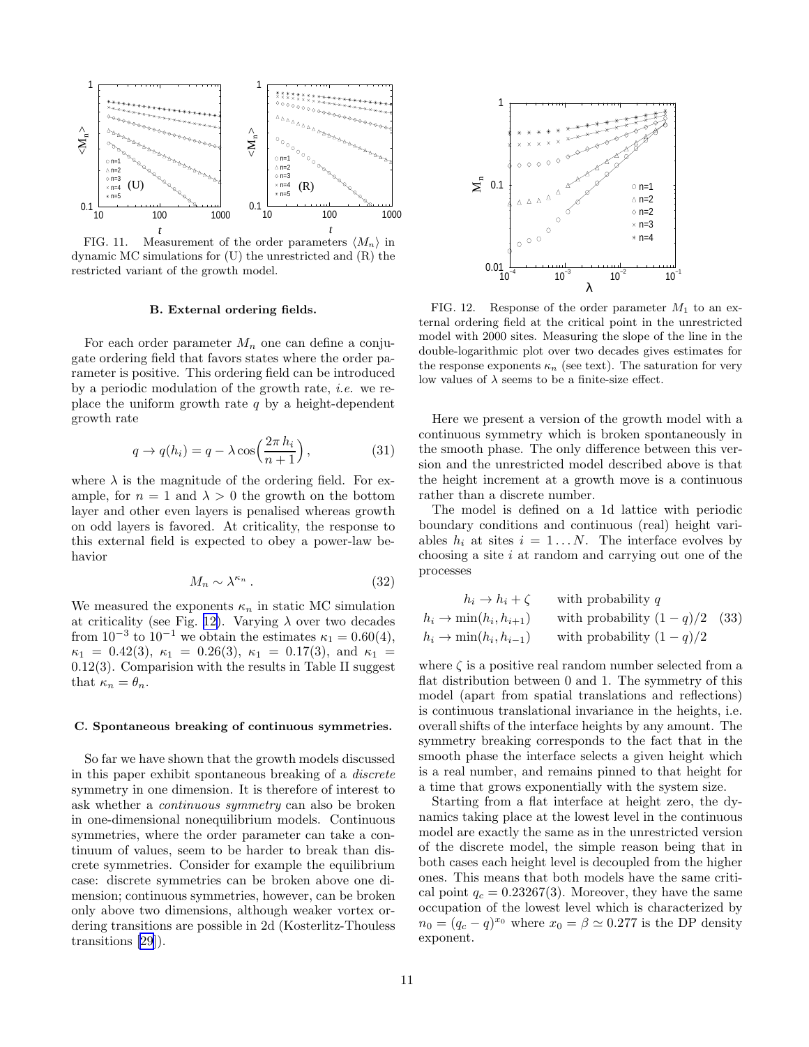FIG. 11. Measurement of the order parameters $\langle M_n \rangle$ in dynamic MC simulations for (U) the unrestricted and (R) the restricted variant of the growth model.

### B. External ordering fields.

For each order parameter $M_n$ one can define a conjugate ordering field that favors states where the order parameter is positive. This ordering field can be introduced by a periodic modulation of the growth rate, *i.e.* we replace the uniform growth rate $q$ by a height-dependent growth rate

$$q \to q(h_i) = q - \lambda \cos\Big(\frac{2\pi\, h_i}{n+1}\Big)\,, \tag{31}$$

where $\lambda$ is the magnitude of the ordering field. For example, for $n=1$ and $\lambda > 0$ the growth on the bottom layer and other even layers is penalised whereas growth on odd layers is favored. At criticality, the response to this external field is expected to obey a power-law behavior

$$M_n \sim \lambda^{\kappa_n}\,. \tag{32}$$

We measured the exponents $\kappa_n$ in static MC simulation at criticality (see Fig. 12). Varying $\lambda$ over two decades from $10^{-3}$ to $10^{-1}$ we obtain the estimates $\kappa_1 = 0.60(4)$, $\kappa_1 = 0.42(3)$, $\kappa_1 = 0.26(3)$, $\kappa_1 = 0.17(3)$, and $\kappa_1 = 0.12(3)$. Comparision with the results in Table II suggest that $\kappa_n = \theta_n$.

### C. Spontaneous breaking of continuous symmetries.

So far we have shown that the growth models discussed in this paper exhibit spontaneous breaking of a *discrete* symmetry in one dimension. It is therefore of interest to ask whether a *continuous symmetry* can also be broken in one-dimensional nonequilibrium models. Continuous symmetries, where the order parameter can take a continuum of values, seem to be harder to break than discrete symmetries. Consider for example the equilibrium case: discrete symmetries can be broken above one dimension; continuous symmetries, however, can be broken only above two dimensions, although weaker vortex ordering transitions are possible in 2d (Kosterlitz-Thouless transitions [29]).

FIG. 12. Response of the order parameter $M_1$ to an external ordering field at the critical point in the unrestricted model with 2000 sites. Measuring the slope of the line in the double-logarithmic plot over two decades gives estimates for the response exponents $\kappa_n$ (see text). The saturation for very low values of $\lambda$ seems to be a finite-size effect.

Here we present a version of the growth model with a continuous symmetry which is broken spontaneously in the smooth phase. The only difference between this version and the unrestricted model described above is that the height increment at a growth move is a continuous rather than a discrete number.

The model is defined on a 1d lattice with periodic boundary conditions and continuous (real) height variables $h_i$ at sites $i = 1 \ldots N$. The interface evolves by choosing a site $i$ at random and carrying out one of the processes

$$
\begin{aligned}
h_i &\to h_i + \zeta && \text{with probability } q \\
h_i &\to \min(h_i, h_{i+1}) && \text{with probability } (1-q)/2 \\
h_i &\to \min(h_i, h_{i-1}) && \text{with probability } (1-q)/2
\end{aligned}
\tag{33}
$$

where $\zeta$ is a positive real random number selected from a flat distribution between 0 and 1. The symmetry of this model (apart from spatial translations and reflections) is continuous translational invariance in the heights, i.e. overall shifts of the interface heights by any amount. The symmetry breaking corresponds to the fact that in the smooth phase the interface selects a given height which is a real number, and remains pinned to that height for a time that grows exponentially with the system size.

Starting from a flat interface at height zero, the dynamics taking place at the lowest level in the continuous model are exactly the same as in the unrestricted version of the discrete model, the simple reason being that in both cases each height level is decoupled from the higher ones. This means that both models have the same critical point $q_c = 0.23267(3)$. Moreover, they have the same occupation of the lowest level which is characterized by $n_0 = (q_c - q)^{x_0}$ where $x_0 = \beta \simeq 0.277$ is the DP density exponent.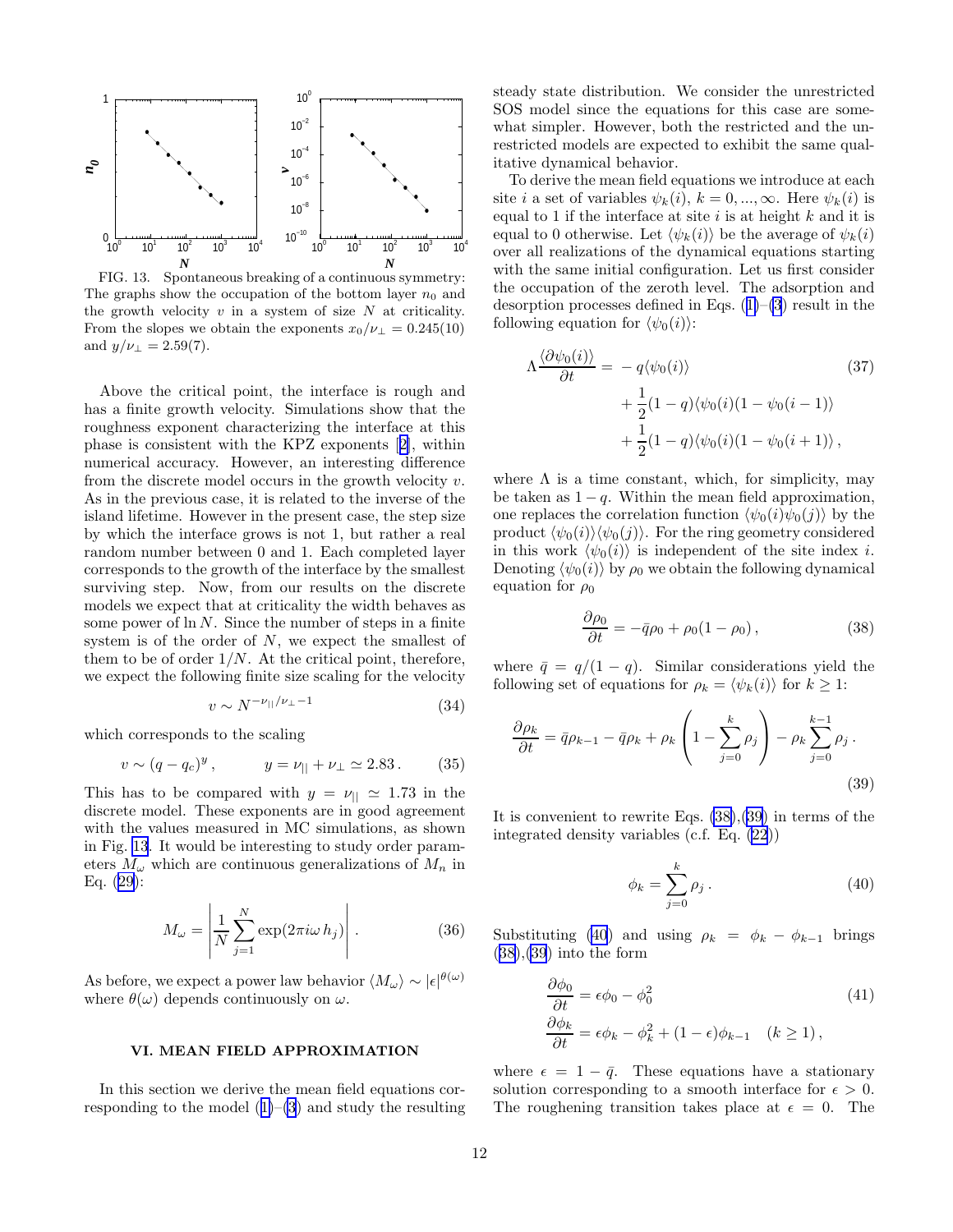FIG. 13. Spontaneous breaking of a continuous symmetry: The graphs show the occupation of the bottom layer $n_0$ and the growth velocity $v$ in a system of size $N$ at criticality. From the slopes we obtain the exponents $x_0/\nu_\perp = 0.245(10)$ and $y/\nu_\perp = 2.59(7)$.

Above the critical point, the interface is rough and has a finite growth velocity. Simulations show that the roughness exponent characterizing the interface at this phase is consistent with the KPZ exponents [2], within numerical accuracy. However, an interesting difference from the discrete model occurs in the growth velocity $v$. As in the previous case, it is related to the inverse of the island lifetime. However in the present case, the step size by which the interface grows is not 1, but rather a real random number between 0 and 1. Each completed layer corresponds to the growth of the interface by the smallest surviving step. Now, from our results on the discrete models we expect that at criticality the width behaves as some power of $\ln N$. Since the number of steps in a finite system is of the order of $N$, we expect the smallest of them to be of order $1/N$. At the critical point, therefore, we expect the following finite size scaling for the velocity

$$v \sim N^{-\nu_{||}/\nu_\perp - 1} \tag{34}$$

which corresponds to the scaling

$$v \sim (q - q_c)^y \,, \qquad y = \nu_{||} + \nu_\perp \simeq 2.83 \,. \tag{35}$$

This has to be compared with $y = \nu_{||} \simeq 1.73$ in the discrete model. These exponents are in good agreement with the values measured in MC simulations, as shown in Fig. 13. It would be interesting to study order parameters $M_\omega$ which are continuous generalizations of $M_n$ in Eq. (29):

$$M_\omega = \left| \frac{1}{N} \sum_{j=1}^{N} \exp(2\pi i \omega\, h_j) \right| \,. \tag{36}$$

As before, we expect a power law behavior $\langle M_\omega \rangle \sim |\epsilon|^{\theta(\omega)}$ where $\theta(\omega)$ depends continuously on $\omega$.

## VI. MEAN FIELD APPROXIMATION

In this section we derive the mean field equations corresponding to the model (1)–(3) and study the resulting steady state distribution. We consider the unrestricted SOS model since the equations for this case are somewhat simpler. However, both the restricted and the unrestricted models are expected to exhibit the same qualitative dynamical behavior.

To derive the mean field equations we introduce at each site $i$ a set of variables $\psi_k(i)$, $k = 0, ..., \infty$. Here $\psi_k(i)$ is equal to 1 if the interface at site $i$ is at height $k$ and it is equal to 0 otherwise. Let $\langle \psi_k(i) \rangle$ be the average of $\psi_k(i)$ over all realizations of the dynamical equations starting with the same initial configuration. Let us first consider the occupation of the zeroth level. The adsorption and desorption processes defined in Eqs. (1)–(3) result in the following equation for $\langle \psi_0(i) \rangle$:

$$\begin{aligned} \Lambda \frac{\langle \partial \psi_0(i) \rangle}{\partial t} = & - q \langle \psi_0(i) \rangle \\ & + \frac{1}{2}(1-q) \langle \psi_0(i)(1 - \psi_0(i-1)) \rangle \\ & + \frac{1}{2}(1-q) \langle \psi_0(i)(1 - \psi_0(i+1)) \rangle \,, \end{aligned} \tag{37}$$

where $\Lambda$ is a time constant, which, for simplicity, may be taken as $1-q$. Within the mean field approximation, one replaces the correlation function $\langle \psi_0(i) \psi_0(j) \rangle$ by the product $\langle \psi_0(i) \rangle \langle \psi_0(j) \rangle$. For the ring geometry considered in this work $\langle \psi_0(i) \rangle$ is independent of the site index $i$. Denoting $\langle \psi_0(i) \rangle$ by $\rho_0$ we obtain the following dynamical equation for $\rho_0$

$$\frac{\partial \rho_0}{\partial t} = -\bar{q} \rho_0 + \rho_0 (1 - \rho_0) \,, \tag{38}$$

where $\bar{q} = q/(1-q)$. Similar considerations yield the following set of equations for $\rho_k = \langle \psi_k(i) \rangle$ for $k \geq 1$:

$$\frac{\partial \rho_k}{\partial t} = \bar{q} \rho_{k-1} - \bar{q} \rho_k + \rho_k \left( 1 - \sum_{j=0}^{k} \rho_j \right) - \rho_k \sum_{j=0}^{k-1} \rho_j \,. \tag{39}$$

It is convenient to rewrite Eqs. (38),(39) in terms of the integrated density variables (c.f. Eq. (22))

$$\phi_k = \sum_{j=0}^{k} \rho_j \,. \tag{40}$$

Substituting (40) and using $\rho_k = \phi_k - \phi_{k-1}$ brings (38),(39) into the form

$$\begin{aligned} \frac{\partial \phi_0}{\partial t} &= \epsilon \phi_0 - \phi_0^2 \\ \frac{\partial \phi_k}{\partial t} &= \epsilon \phi_k - \phi_k^2 + (1-\epsilon) \phi_{k-1} \quad (k \geq 1) \,, \end{aligned} \tag{41}$$

where $\epsilon = 1 - \bar{q}$. These equations have a stationary solution corresponding to a smooth interface for $\epsilon > 0$. The roughening transition takes place at $\epsilon = 0$. The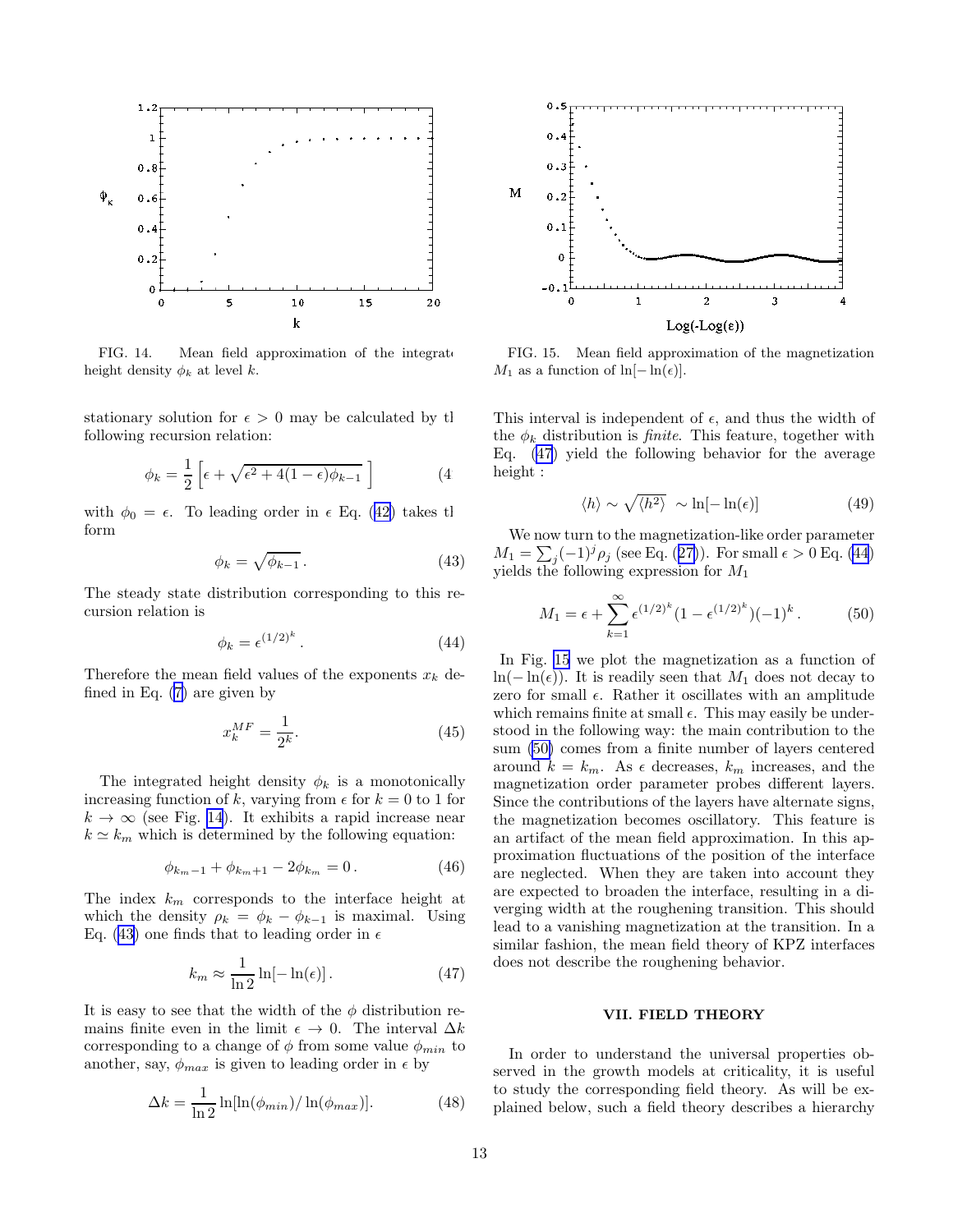FIG. 14. Mean field approximation of the integrated height density $\phi_k$ at level $k$.

FIG. 15. Mean field approximation of the magnetization $M_1$ as a function of $\ln[-\ln(\epsilon)]$.

stationary solution for $\epsilon > 0$ may be calculated by the following recursion relation:

$$\phi_k = \frac{1}{2}\left[\epsilon + \sqrt{\epsilon^2 + 4(1-\epsilon)\phi_{k-1}}\,\right] \tag{42}$$

with $\phi_0 = \epsilon$. To leading order in $\epsilon$ Eq. (42) takes the form

$$\phi_k = \sqrt{\phi_{k-1}}\,. \tag{43}$$

The steady state distribution corresponding to this recursion relation is

$$\phi_k = \epsilon^{(1/2)^k}\,. \tag{44}$$

Therefore the mean field values of the exponents $x_k$ defined in Eq. (7) are given by

$$x_k^{MF} = \frac{1}{2^k}. \tag{45}$$

The integrated height density $\phi_k$ is a monotonically increasing function of $k$, varying from $\epsilon$ for $k = 0$ to 1 for $k \to \infty$ (see Fig. 14). It exhibits a rapid increase near $k \simeq k_m$ which is determined by the following equation:

$$\phi_{k_m-1} + \phi_{k_m+1} - 2\phi_{k_m} = 0\,. \tag{46}$$

The index $k_m$ corresponds to the interface height at which the density $\rho_k = \phi_k - \phi_{k-1}$ is maximal. Using Eq. (43) one finds that to leading order in $\epsilon$

$$k_m \approx \frac{1}{\ln 2}\ln[-\ln(\epsilon)]\,. \tag{47}$$

It is easy to see that the width of the $\phi$ distribution remains finite even in the limit $\epsilon \to 0$. The interval $\Delta k$ corresponding to a change of $\phi$ from some value $\phi_{min}$ to another, say, $\phi_{max}$ is given to leading order in $\epsilon$ by

$$\Delta k = \frac{1}{\ln 2}\ln[\ln(\phi_{min})/\ln(\phi_{max})]. \tag{48}$$

This interval is independent of $\epsilon$, and thus the width of the $\phi_k$ distribution is *finite*. This feature, together with Eq. (47) yield the following behavior for the average height :

$$\langle h\rangle \sim \sqrt{\langle h^2\rangle}\ \sim \ln[-\ln(\epsilon)] \tag{49}$$

We now turn to the magnetization-like order parameter $M_1 = \sum_j (-1)^j \rho_j$ (see Eq. (27)). For small $\epsilon > 0$ Eq. (44) yields the following expression for $M_1$

$$M_1 = \epsilon + \sum_{k=1}^{\infty} \epsilon^{(1/2)^k}(1-\epsilon^{(1/2)^k})(-1)^k\,. \tag{50}$$

In Fig. 15 we plot the magnetization as a function of $\ln(-\ln(\epsilon))$. It is readily seen that $M_1$ does not decay to zero for small $\epsilon$. Rather it oscillates with an amplitude which remains finite at small $\epsilon$. This may easily be understood in the following way: the main contribution to the sum (50) comes from a finite number of layers centered around $k = k_m$. As $\epsilon$ decreases, $k_m$ increases, and the magnetization order parameter probes different layers. Since the contributions of the layers have alternate signs, the magnetization becomes oscillatory. This feature is an artifact of the mean field approximation. In this approximation fluctuations of the position of the interface are neglected. When they are taken into account they are expected to broaden the interface, resulting in a diverging width at the roughening transition. This should lead to a vanishing magnetization at the transition. In a similar fashion, the mean field theory of KPZ interfaces does not describe the roughening behavior.

## VII. FIELD THEORY

In order to understand the universal properties observed in the growth models at criticality, it is useful to study the corresponding field theory. As will be explained below, such a field theory describes a hierarchy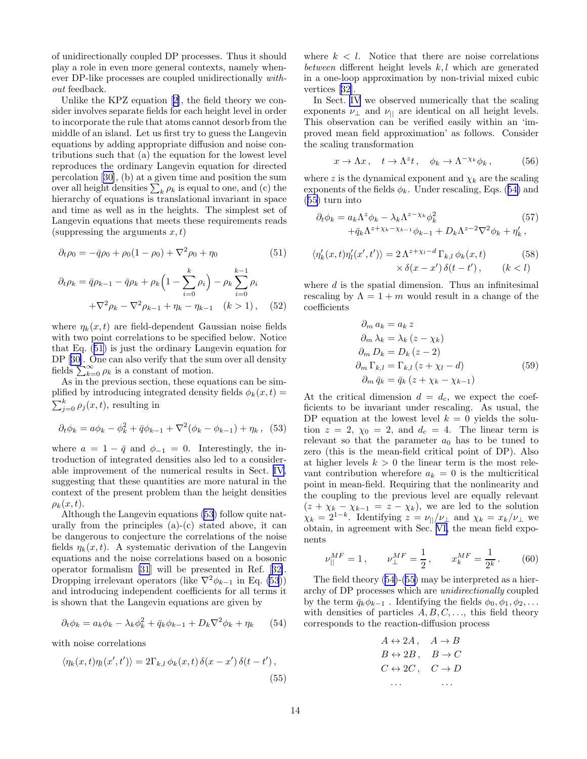of unidirectionally coupled DP processes. Thus it should play a role in even more general contexts, namely whenever DP-like processes are coupled unidirectionally *without* feedback.

Unlike the KPZ equation [2], the field theory we consider involves separate fields for each height level in order to incorporate the rule that atoms cannot desorb from the middle of an island. Let us first try to guess the Langevin equations by adding appropriate diffusion and noise contributions such that (a) the equation for the lowest level reproduces the ordinary Langevin equation for directed percolation [30], (b) at a given time and position the sum over all height densities $\sum_k \rho_k$ is equal to one, and (c) the hierarchy of equations is translational invariant in space and time as well as in the heights. The simplest set of Langevin equations that meets these requirements reads (suppressing the arguments $x, t$)

$$\partial_t \rho_0 = -\bar{q}\rho_0 + \rho_0(1-\rho_0) + \nabla^2 \rho_0 + \eta_0 \tag{51}$$

$$\partial_t \rho_k = \bar{q}\rho_{k-1} - \bar{q}\rho_k + \rho_k\Big(1 - \sum_{i=0}^{k} \rho_i\Big) - \rho_k \sum_{i=0}^{k-1} \rho_i + \nabla^2 \rho_k - \nabla^2 \rho_{k-1} + \eta_k - \eta_{k-1} \quad (k>1)\,, \tag{52}$$

where $\eta_k(x,t)$ are field-dependent Gaussian noise fields with two point correlations to be specified below. Notice that Eq. (51) is just the ordinary Langevin equation for DP [30]. One can also verify that the sum over all density fields $\sum_{k=0}^{\infty} \rho_k$ is a constant of motion.

As in the previous section, these equations can be simplified by introducing integrated density fields $\phi_k(x,t) = \sum_{j=0}^{k} \rho_j(x,t)$, resulting in

$$\partial_t \phi_k = a\phi_k - \phi_k^2 + \bar{q}\phi_{k-1} + \nabla^2(\phi_k - \phi_{k-1}) + \eta_k\,, \tag{53}$$

where $a = 1 - \bar{q}$ and $\phi_{-1} = 0$. Interestingly, the introduction of integrated densities also led to a considerable improvement of the numerical results in Sect. IV, suggesting that these quantities are more natural in the context of the present problem than the height densities $\rho_k(x,t)$.

Although the Langevin equations (53) follow quite naturally from the principles (a)-(c) stated above, it can be dangerous to conjecture the correlations of the noise fields $\eta_k(x,t)$. A systematic derivation of the Langevin equations and the noise correlations based on a bosonic operator formalism [31] will be presented in Ref. [32]. Dropping irrelevant operators (like $\nabla^2 \phi_{k-1}$ in Eq. (53)) and introducing independent coefficients for all terms it is shown that the Langevin equations are given by

$$\partial_t \phi_k = a_k \phi_k - \lambda_k \phi_k^2 + \bar{q}_k \phi_{k-1} + D_k \nabla^2 \phi_k + \eta_k \tag{54}$$

with noise correlations

$$\langle \eta_k(x,t)\eta_l(x',t')\rangle = 2\Gamma_{k,l}\,\phi_k(x,t)\,\delta(x-x')\,\delta(t-t')\,, \tag{55}$$

where $k < l$. Notice that there are noise correlations *between* different height levels $k, l$ which are generated in a one-loop approximation by non-trivial mixed cubic vertices [32].

In Sect. IV we observed numerically that the scaling exponents $\nu_\perp$ and $\nu_{||}$ are identical on all height levels. This observation can be verified easily within an 'improved mean field approximation' as follows. Consider the scaling transformation

$$x \to \Lambda x\,, \quad t \to \Lambda^z t\,, \quad \phi_k \to \Lambda^{-\chi_k}\phi_k\,, \tag{56}$$

where $z$ is the dynamical exponent and $\chi_k$ are the scaling exponents of the fields $\phi_k$. Under rescaling, Eqs. (54) and (55) turn into

$$\partial_t \phi_k = a_k \Lambda^z \phi_k - \lambda_k \Lambda^{z-\chi_k}\phi_k^2 + \bar{q}_k \Lambda^{z+\chi_k-\chi_{k-1}}\phi_{k-1} + D_k \Lambda^{z-2}\nabla^2 \phi_k + \eta'_k\,, \tag{57}$$

$$\langle \eta'_k(x,t)\eta'_l(x',t')\rangle = 2\,\Lambda^{z+\chi_l-d}\,\Gamma_{k,l}\,\phi_k(x,t) \times \delta(x-x')\,\delta(t-t')\,, \qquad (k<l) \tag{58}$$

where $d$ is the spatial dimension. Thus an infinitesimal rescaling by $\Lambda = 1 + m$ would result in a change of the coefficients

$$\begin{aligned}
\partial_m a_k &= a_k\, z \\
\partial_m \lambda_k &= \lambda_k\,(z - \chi_k) \\
\partial_m D_k &= D_k\,(z-2) \\
\partial_m \Gamma_{k,l} &= \Gamma_{k,l}\,(z + \chi_l - d) \\
\partial_m \bar{q}_k &= \bar{q}_k\,(z + \chi_k - \chi_{k-1})
\end{aligned} \tag{59}$$

At the critical dimension $d = d_c$, we expect the coefficients to be invariant under rescaling. As usual, the DP equation at the lowest level $k = 0$ yields the solution $z = 2$, $\chi_0 = 2$, and $d_c = 4$. The linear term is relevant so that the parameter $a_0$ has to be tuned to zero (this is the mean-field critical point of DP). Also at higher levels $k > 0$ the linear term is the most relevant contribution wherefore $a_k = 0$ is the multicritical point in mean-field. Requiring that the nonlinearity and the coupling to the previous level are equally relevant $(z + \chi_k - \chi_{k-1} = z - \chi_k)$, we are led to the solution $\chi_k = 2^{1-k}$. Identifying $z = \nu_{||}/\nu_\perp$ and $\chi_k = x_k/\nu_\perp$ we obtain, in agreement with Sec. VI, the mean field exponents

$$\nu_{||}^{MF} = 1\,, \qquad \nu_\perp^{MF} = \frac{1}{2}\,, \qquad x_k^{MF} = \frac{1}{2^k}\,. \tag{60}$$

The field theory (54)-(55) may be interpreted as a hierarchy of DP processes which are *unidirectionally* coupled by the term $\bar{q}_k \phi_{k-1}$. Identifying the fields $\phi_0, \phi_1, \phi_2, \ldots$ with densities of particles $A, B, C, \ldots$, this field theory corresponds to the reaction-diffusion process

$$\begin{aligned}
A &\leftrightarrow 2A\,, \quad A \to B \\
B &\leftrightarrow 2B\,, \quad B \to C \\
C &\leftrightarrow 2C\,, \quad C \to D \\
&\ldots \qquad\qquad \ldots
\end{aligned}$$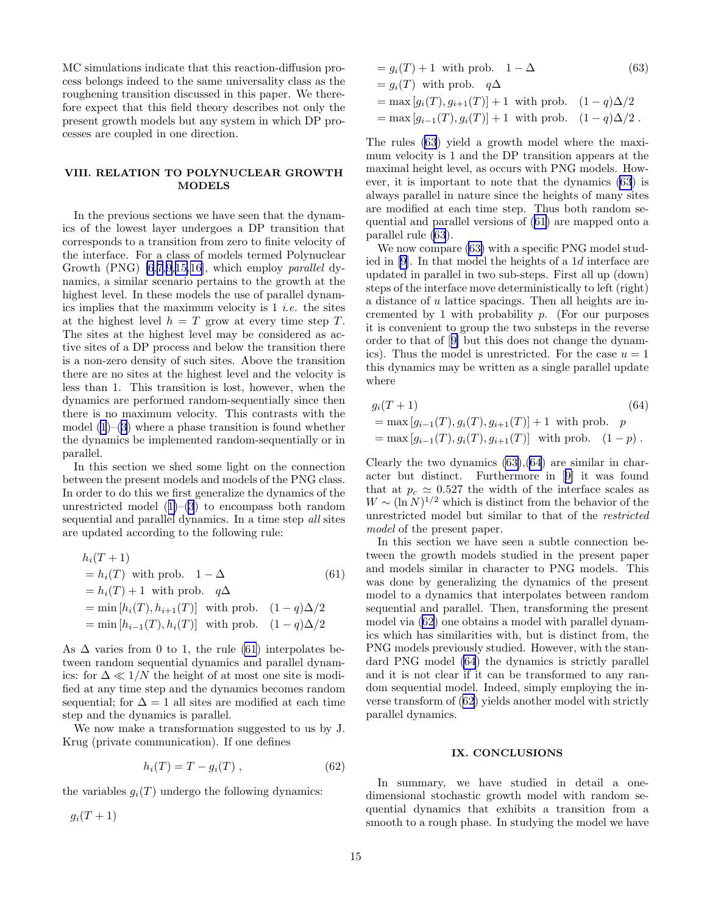MC simulations indicate that this reaction-diffusion process belongs indeed to the same universality class as the roughening transition discussed in this paper. We therefore expect that this field theory describes not only the present growth models but any system in which DP processes are coupled in one direction.

## VIII. RELATION TO POLYNUCLEAR GROWTH MODELS

In the previous sections we have seen that the dynamics of the lowest layer undergoes a DP transition that corresponds to a transition from zero to finite velocity of the interface. For a class of models termed Polynuclear Growth (PNG) [6,7,9,15,16], which employ *parallel* dynamics, a similar scenario pertains to the growth at the highest level. In these models the use of parallel dynamics implies that the maximum velocity is 1 *i.e.* the sites at the highest level $h = T$ grow at every time step $T$. The sites at the highest level may be considered as active sites of a DP process and below the transition there is a non-zero density of such sites. Above the transition there are no sites at the highest level and the velocity is less than 1. This transition is lost, however, when the dynamics are performed random-sequentially since then there is no maximum velocity. This contrasts with the model (1)–(3) where a phase transition is found whether the dynamics be implemented random-sequentially or in parallel.

In this section we shed some light on the connection between the present models and models of the PNG class. In order to do this we first generalize the dynamics of the unrestricted model (1)–(3) to encompass both random sequential and parallel dynamics. In a time step *all* sites are updated according to the following rule:

$$
\begin{aligned}
&h_i(T+1) \\
&= h_i(T) \ \text{ with prob. } \ 1-\Delta \\
&= h_i(T)+1 \ \text{ with prob. } \ q\Delta \\
&= \min\left[h_i(T), h_{i+1}(T)\right] \ \text{ with prob. } \ (1-q)\Delta/2 \\
&= \min\left[h_{i-1}(T), h_i(T)\right] \ \text{ with prob. } \ (1-q)\Delta/2
\end{aligned}
\tag{61}
$$

As $\Delta$ varies from 0 to 1, the rule (61) interpolates between random sequential dynamics and parallel dynamics: for $\Delta \ll 1/N$ the height of at most one site is modified at any time step and the dynamics becomes random sequential; for $\Delta = 1$ all sites are modified at each time step and the dynamics is parallel.

We now make a transformation suggested to us by J. Krug (private communication). If one defines

$$
h_i(T) = T - g_i(T)\,, \tag{62}
$$

the variables $g_i(T)$ undergo the following dynamics:

$$
\begin{aligned}
&g_i(T+1) \\
&= g_i(T)+1 \ \text{ with prob. } \ 1-\Delta \\
&= g_i(T) \ \text{ with prob. } \ q\Delta \\
&= \max\left[g_i(T), g_{i+1}(T)\right]+1 \ \text{ with prob. } \ (1-q)\Delta/2 \\
&= \max\left[g_{i-1}(T), g_i(T)\right]+1 \ \text{ with prob. } \ (1-q)\Delta/2\,.
\end{aligned}
\tag{63}
$$

The rules (63) yield a growth model where the maximum velocity is 1 and the DP transition appears at the maximal height level, as occurs with PNG models. However, it is important to note that the dynamics (63) is always parallel in nature since the heights of many sites are modified at each time step. Thus both random sequential and parallel versions of (61) are mapped onto a parallel rule (63).

We now compare (63) with a specific PNG model studied in [9]. In that model the heights of a $1d$ interface are updated in parallel in two sub-steps. First all up (down) steps of the interface move deterministically to left (right) a distance of $u$ lattice spacings. Then all heights are incremented by 1 with probability $p$. (For our purposes it is convenient to group the two substeps in the reverse order to that of [9] but this does not change the dynamics). Thus the model is unrestricted. For the case $u = 1$ this dynamics may be written as a single parallel update where

$$
\begin{aligned}
&g_i(T+1) \\
&= \max\left[g_{i-1}(T), g_i(T), g_{i+1}(T)\right]+1 \ \text{ with prob. } \ p \\
&= \max\left[g_{i-1}(T), g_i(T), g_{i+1}(T)\right] \ \text{ with prob. } \ (1-p)\,.
\end{aligned}
\tag{64}
$$

Clearly the two dynamics (63),(64) are similar in character but distinct. Furthermore in [9] it was found that at $p_c \simeq 0.527$ the width of the interface scales as $W \sim (\ln N)^{1/2}$ which is distinct from the behavior of the unrestricted model but similar to that of the *restricted model* of the present paper.

In this section we have seen a subtle connection between the growth models studied in the present paper and models similar in character to PNG models. This was done by generalizing the dynamics of the present model to a dynamics that interpolates between random sequential and parallel. Then, transforming the present model via (62) one obtains a model with parallel dynamics which has similarities with, but is distinct from, the PNG models previously studied. However, with the standard PNG model (64) the dynamics is strictly parallel and it is not clear if it can be transformed to any random sequential model. Indeed, simply employing the inverse transform of (62) yields another model with strictly parallel dynamics.

## IX. CONCLUSIONS

In summary, we have studied in detail a one-dimensional stochastic growth model with random sequential dynamics that exhibits a transition from a smooth to a rough phase. In studying the model we have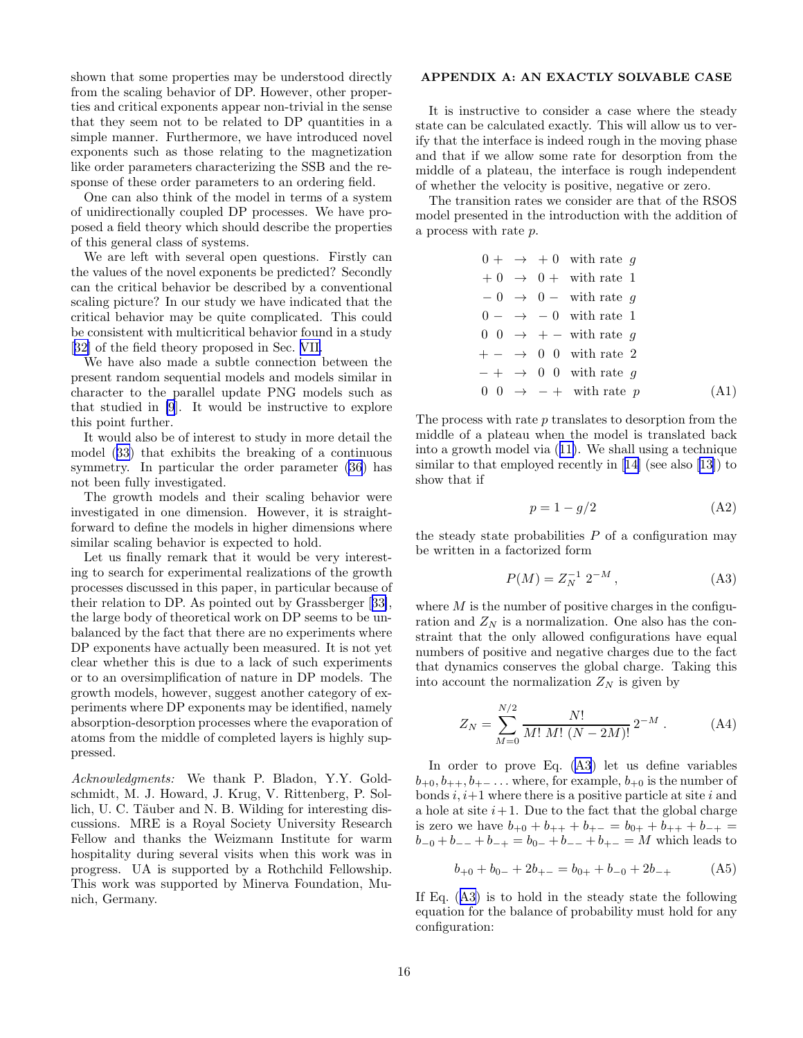shown that some properties may be understood directly from the scaling behavior of DP. However, other properties and critical exponents appear non-trivial in the sense that they seem not to be related to DP quantities in a simple manner. Furthermore, we have introduced novel exponents such as those relating to the magnetization like order parameters characterizing the SSB and the response of these order parameters to an ordering field.

One can also think of the model in terms of a system of unidirectionally coupled DP processes. We have proposed a field theory which should describe the properties of this general class of systems.

We are left with several open questions. Firstly can the values of the novel exponents be predicted? Secondly can the critical behavior be described by a conventional scaling picture? In our study we have indicated that the critical behavior may be quite complicated. This could be consistent with multicritical behavior found in a study [32] of the field theory proposed in Sec. VII.

We have also made a subtle connection between the present random sequential models and models similar in character to the parallel update PNG models such as that studied in [9]. It would be instructive to explore this point further.

It would also be of interest to study in more detail the model (33) that exhibits the breaking of a continuous symmetry. In particular the order parameter (36) has not been fully investigated.

The growth models and their scaling behavior were investigated in one dimension. However, it is straightforward to define the models in higher dimensions where similar scaling behavior is expected to hold.

Let us finally remark that it would be very interesting to search for experimental realizations of the growth processes discussed in this paper, in particular because of their relation to DP. As pointed out by Grassberger [33], the large body of theoretical work on DP seems to be unbalanced by the fact that there are no experiments where DP exponents have actually been measured. It is not yet clear whether this is due to a lack of such experiments or to an oversimplification of nature in DP models. The growth models, however, suggest another category of experiments where DP exponents may be identified, namely absorption-desorption processes where the evaporation of atoms from the middle of completed layers is highly suppressed.

*Acknowledgments:* We thank P. Bladon, Y.Y. Goldschmidt, M. J. Howard, J. Krug, V. Rittenberg, P. Sollich, U. C. Täuber and N. B. Wilding for interesting discussions. MRE is a Royal Society University Research Fellow and thanks the Weizmann Institute for warm hospitality during several visits when this work was in progress. UA is supported by a Rothchild Fellowship. This work was supported by Minerva Foundation, Munich, Germany.

## APPENDIX A: AN EXACTLY SOLVABLE CASE

It is instructive to consider a case where the steady state can be calculated exactly. This will allow us to verify that the interface is indeed rough in the moving phase and that if we allow some rate for desorption from the middle of a plateau, the interface is rough independent of whether the velocity is positive, negative or zero.

The transition rates we consider are that of the RSOS model presented in the introduction with the addition of a process with rate $p$.

$$
\begin{array}{lcll}
0\,+ & \rightarrow & +\,0 & \text{with rate } g \\
+\,0 & \rightarrow & 0\,+ & \text{with rate } 1 \\
-\,0 & \rightarrow & 0\,- & \text{with rate } g \\
0\,- & \rightarrow & -\,0 & \text{with rate } 1 \\
0\;\;0 & \rightarrow & +\,- & \text{with rate } g \\
+\,- & \rightarrow & 0\;\;0 & \text{with rate } 2 \\
-\,+ & \rightarrow & 0\;\;0 & \text{with rate } g \\
0\;\;0 & \rightarrow & -\,+ & \text{with rate } p
\end{array}
\tag{A1}
$$

The process with rate $p$ translates to desorption from the middle of a plateau when the model is translated back into a growth model via (11). We shall using a technique similar to that employed recently in [14] (see also [13]) to show that if

$$p = 1 - g/2 \tag{A2}$$

the steady state probabilities $P$ of a configuration may be written in a factorized form

$$P(M) = Z_N^{-1}\, 2^{-M}\,, \tag{A3}$$

where $M$ is the number of positive charges in the configuration and $Z_N$ is a normalization. One also has the constraint that the only allowed configurations have equal numbers of positive and negative charges due to the fact that dynamics conserves the global charge. Taking this into account the normalization $Z_N$ is given by

$$Z_N = \sum_{M=0}^{N/2} \frac{N!}{M!\; M!\; (N-2M)!}\, 2^{-M}\,. \tag{A4}$$

In order to prove Eq. (A3) let us define variables $b_{+0}, b_{++}, b_{+-}\ldots$ where, for example, $b_{+0}$ is the number of bonds $i, i{+}1$ where there is a positive particle at site $i$ and a hole at site $i{+}1$. Due to the fact that the global charge is zero we have $b_{+0}+b_{++}+b_{+-} = b_{0+}+b_{++}+b_{-+} = b_{-0}+b_{--}+b_{-+} = b_{0-}+b_{--}+b_{+-} = M$ which leads to

$$b_{+0} + b_{0-} + 2b_{+-} = b_{0+} + b_{-0} + 2b_{-+} \tag{A5}$$

If Eq. (A3) is to hold in the steady state the following equation for the balance of probability must hold for any configuration: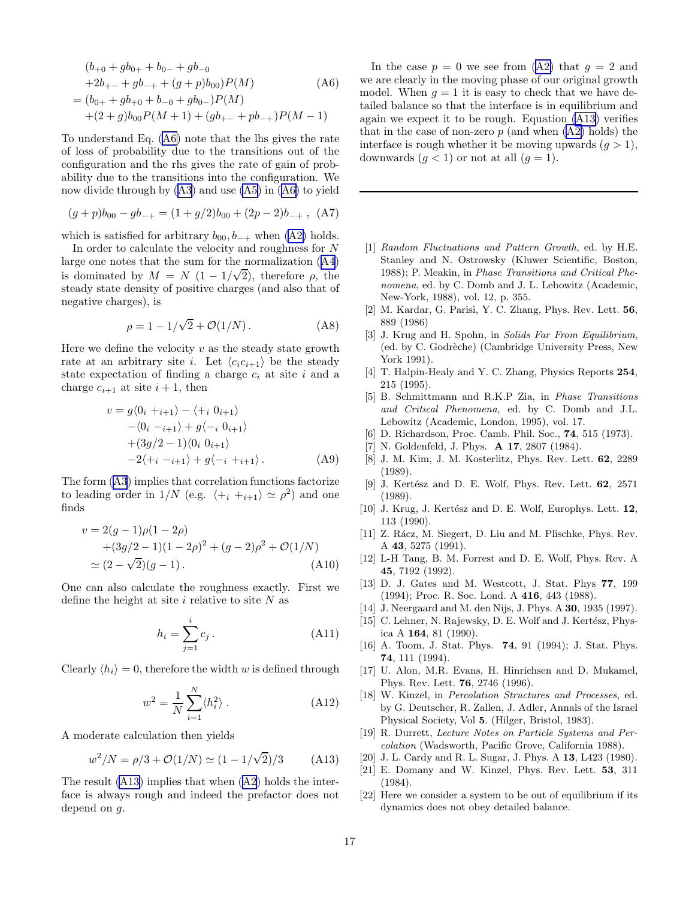$$
\begin{aligned}
&(b_{+0} + gb_{0+} + b_{0-} + gb_{-0} \\
&+2b_{+-} + gb_{-+} + (g+p)b_{00})P(M) \\
&= (b_{0+} + gb_{+0} + b_{-0} + gb_{0-})P(M) \\
&+(2+g)b_{00}P(M+1) + (gb_{+-} + pb_{-+})P(M-1)
\end{aligned}
\tag{A6}
$$

To understand Eq. (A6) note that the lhs gives the rate of loss of probability due to the transitions out of the configuration and the rhs gives the rate of gain of probability due to the transitions into the configuration. We now divide through by (A3) and use (A5) in (A6) to yield

$$
(g+p)b_{00} - gb_{-+} = (1+g/2)b_{00} + (2p-2)b_{-+} \,, \tag{A7}
$$

which is satisfied for arbitrary $b_{00}, b_{-+}$ when (A2) holds.

In order to calculate the velocity and roughness for $N$ large one notes that the sum for the normalization (A4) is dominated by $M = N\,(1 - 1/\sqrt{2})$, therefore $\rho$, the steady state density of positive charges (and also that of negative charges), is

$$
\rho = 1 - 1/\sqrt{2} + \mathcal{O}(1/N) \,. \tag{A8}
$$

Here we define the velocity $v$ as the steady state growth rate at an arbitrary site $i$. Let $\langle c_i c_{i+1}\rangle$ be the steady state expectation of finding a charge $c_i$ at site $i$ and a charge $c_{i+1}$ at site $i+1$, then

$$
\begin{aligned}
v = \; & g\langle 0_i \, +_{i+1}\rangle - \langle +_i \, 0_{i+1}\rangle \\
& -\langle 0_i \, -_{i+1}\rangle + g\langle -_i \, 0_{i+1}\rangle \\
& +(3g/2 - 1)\langle 0_i \, 0_{i+1}\rangle \\
& -2\langle +_i \, -_{i+1}\rangle + g\langle -_i \, +_{i+1}\rangle \,.
\end{aligned}
\tag{A9}
$$

The form (A3) implies that correlation functions factorize to leading order in $1/N$ (e.g. $\langle +_i \, +_{i+1}\rangle \simeq \rho^2$) and one finds

$$
\begin{aligned}
v = \; & 2(g-1)\rho(1-2\rho) \\
& +(3g/2 - 1)(1-2\rho)^2 + (g-2)\rho^2 + \mathcal{O}(1/N) \\
\simeq \; & (2 - \sqrt{2})(g-1) \,.
\end{aligned}
\tag{A10}
$$

One can also calculate the roughness exactly. First we define the height at site $i$ relative to site $N$ as

$$
h_i = \sum_{j=1}^{i} c_j \,. \tag{A11}
$$

Clearly $\langle h_i \rangle = 0$, therefore the width $w$ is defined through

$$
w^2 = \frac{1}{N}\sum_{i=1}^{N} \langle h_i^2 \rangle \,. \tag{A12}
$$

A moderate calculation then yields

$$
w^2/N = \rho/3 + \mathcal{O}(1/N) \simeq (1 - 1/\sqrt{2})/3 \tag{A13}
$$

The result (A13) implies that when (A2) holds the interface is always rough and indeed the prefactor does not depend on $g$.

In the case $p = 0$ we see from (A2) that $g = 2$ and we are clearly in the moving phase of our original growth model. When $g = 1$ it is easy to check that we have detailed balance so that the interface is in equilibrium and again we expect it to be rough. Equation (A13) verifies that in the case of non-zero $p$ (and when (A2) holds) the interface is rough whether it be moving upwards ($g > 1$), downwards ($g < 1$) or not at all ($g = 1$).

---

[1] *Random Fluctuations and Pattern Growth*, ed. by H.E. Stanley and N. Ostrowsky (Kluwer Scientific, Boston, 1988); P. Meakin, in *Phase Transitions and Critical Phenomena*, ed. by C. Domb and J. L. Lebowitz (Academic, New-York, 1988), vol. 12, p. 355.

[2] M. Kardar, G. Parisi, Y. C. Zhang, Phys. Rev. Lett. **56**, 889 (1986)

[3] J. Krug and H. Spohn, in *Solids Far From Equilibrium*, (ed. by C. Godrèche) (Cambridge University Press, New York 1991).

[4] T. Halpin-Healy and Y. C. Zhang, Physics Reports **254**, 215 (1995).

[5] B. Schmittmann and R.K.P Zia, in *Phase Transitions and Critical Phenomena*, ed. by C. Domb and J.L. Lebowitz (Academic, London, 1995), vol. 17.

[6] D. Richardson, Proc. Camb. Phil. Soc., **74**, 515 (1973).

[7] N. Goldenfeld, J. Phys. **A 17**, 2807 (1984).

[8] J. M. Kim, J. M. Kosterlitz, Phys. Rev. Lett. **62**, 2289 (1989).

[9] J. Kertész and D. E. Wolf, Phys. Rev. Lett. **62**, 2571 (1989).

[10] J. Krug, J. Kertész and D. E. Wolf, Europhys. Lett. **12**, 113 (1990).

[11] Z. Rácz, M. Siegert, D. Liu and M. Plischke, Phys. Rev. A **43**, 5275 (1991).

[12] L-H Tang, B. M. Forrest and D. E. Wolf, Phys. Rev. A **45**, 7192 (1992).

[13] D. J. Gates and M. Westcott, J. Stat. Phys **77**, 199 (1994); Proc. R. Soc. Lond. A **416**, 443 (1988).

[14] J. Neergaard and M. den Nijs, J. Phys. A **30**, 1935 (1997).

[15] C. Lehner, N. Rajewsky, D. E. Wolf and J. Kertész, Physica A **164**, 81 (1990).

[16] A. Toom, J. Stat. Phys. **74**, 91 (1994); J. Stat. Phys. **74**, 111 (1994).

[17] U. Alon, M.R. Evans, H. Hinrichsen and D. Mukamel, Phys. Rev. Lett. **76**, 2746 (1996).

[18] W. Kinzel, in *Percolation Structures and Processes*, ed. by G. Deutscher, R. Zallen, J. Adler, Annals of the Israel Physical Society, Vol **5**. (Hilger, Bristol, 1983).

[19] R. Durrett, *Lecture Notes on Particle Systems and Percolation* (Wadsworth, Pacific Grove, California 1988).

[20] J. L. Cardy and R. L. Sugar, J. Phys. A **13**, L423 (1980).

[21] E. Domany and W. Kinzel, Phys. Rev. Lett. **53**, 311 (1984).

[22] Here we consider a system to be out of equilibrium if its dynamics does not obey detailed balance.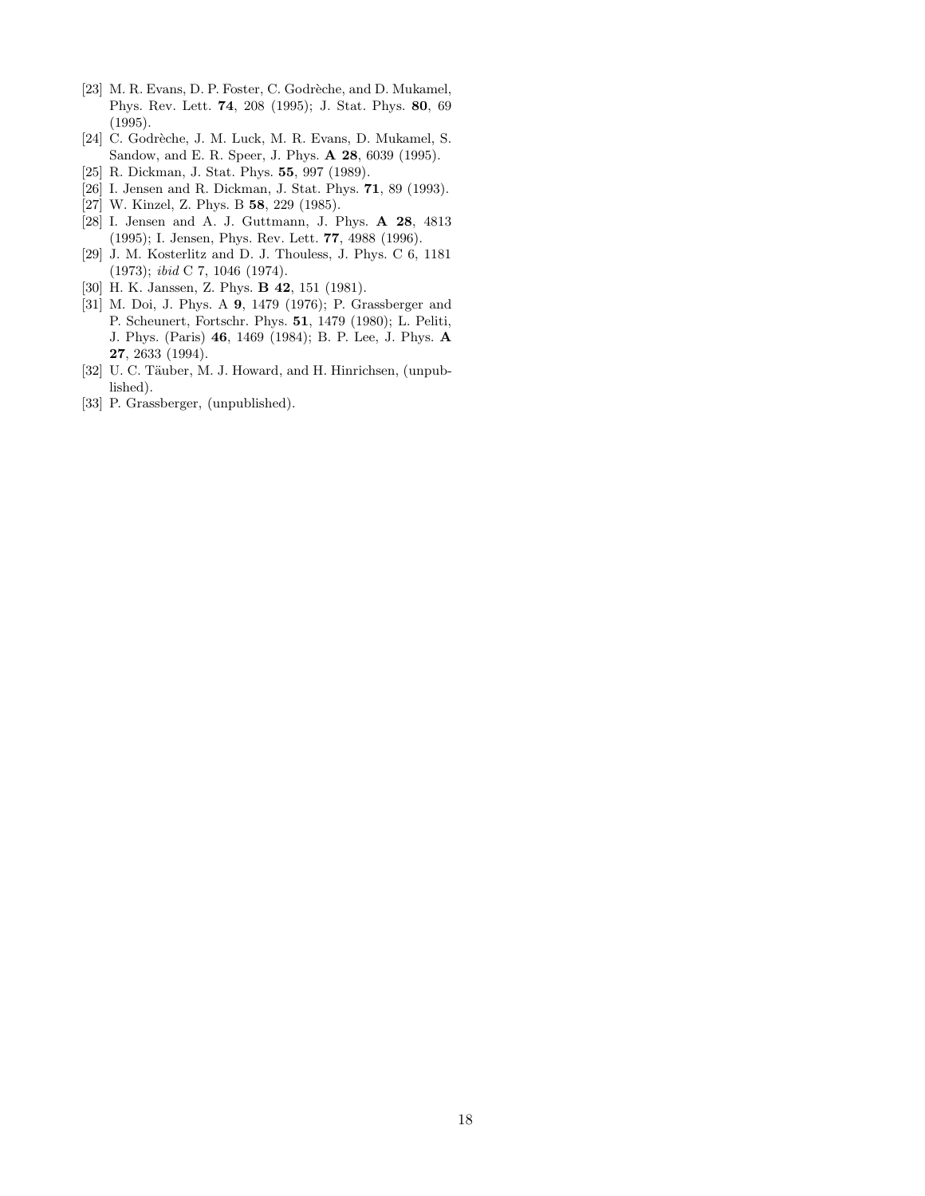[23] M. R. Evans, D. P. Foster, C. Godrèche, and D. Mukamel, Phys. Rev. Lett. **74**, 208 (1995); J. Stat. Phys. **80**, 69 (1995).

[24] C. Godrèche, J. M. Luck, M. R. Evans, D. Mukamel, S. Sandow, and E. R. Speer, J. Phys. **A 28**, 6039 (1995).

[25] R. Dickman, J. Stat. Phys. **55**, 997 (1989).

[26] I. Jensen and R. Dickman, J. Stat. Phys. **71**, 89 (1993).

[27] W. Kinzel, Z. Phys. B **58**, 229 (1985).

[28] I. Jensen and A. J. Guttmann, J. Phys. **A 28**, 4813 (1995); I. Jensen, Phys. Rev. Lett. **77**, 4988 (1996).

[29] J. M. Kosterlitz and D. J. Thouless, J. Phys. C 6, 1181 (1973); *ibid* C 7, 1046 (1974).

[30] H. K. Janssen, Z. Phys. **B 42**, 151 (1981).

[31] M. Doi, J. Phys. A **9**, 1479 (1976); P. Grassberger and P. Scheunert, Fortschr. Phys. **51**, 1479 (1980); L. Peliti, J. Phys. (Paris) **46**, 1469 (1984); B. P. Lee, J. Phys. **A 27**, 2633 (1994).

[32] U. C. Täuber, M. J. Howard, and H. Hinrichsen, (unpublished).

[33] P. Grassberger, (unpublished).